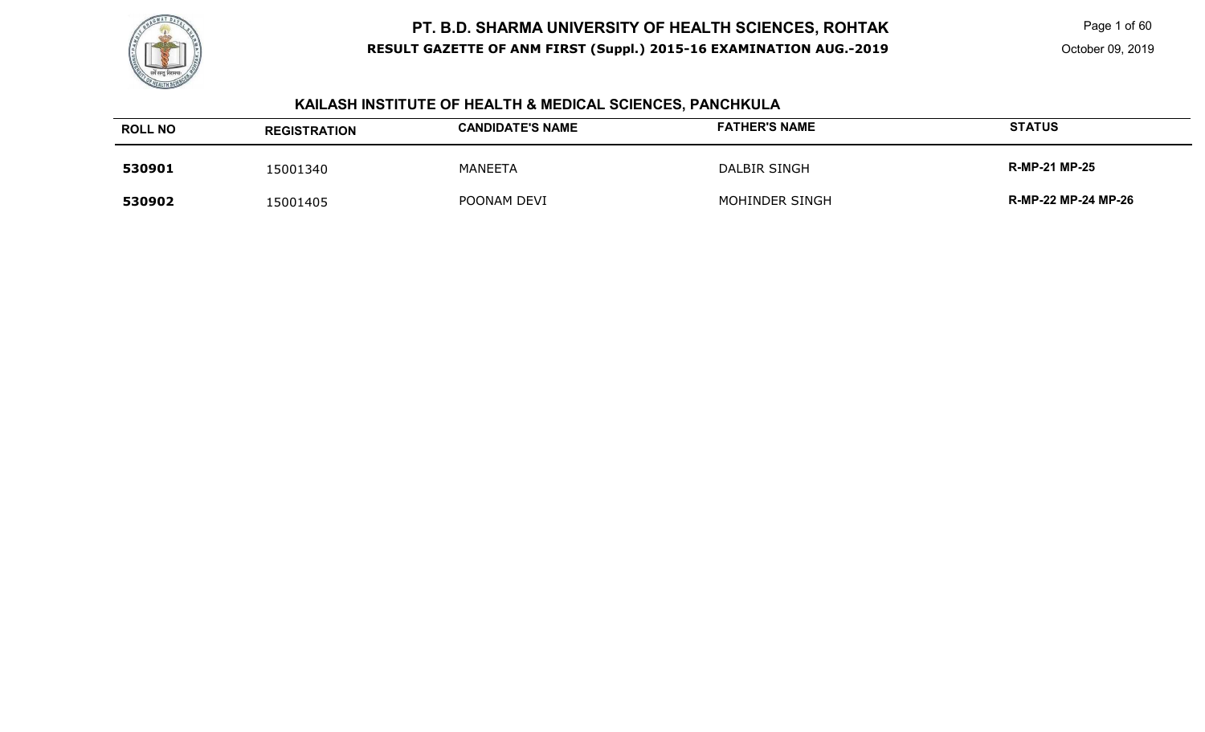# PT. B.D. SHARMA UNIVERSITY OF HEALTH SCIENCES, ROHTAK

**RESULT GAZETTE OF ANM FIRST (Suppl.) 2015-16 EXAMINATION AUG.-2019**

October 09, 2019

## KAILASH INSTITUTE OF HEALTH & MEDICAL SCIENCES, PANCHKULA

| ROLL NO | REGISTRATION | CANDIDATE'S NAME | FATHER'S NAME | STATUS |
|---|---|---|---|---|
| **530901** | 15001340 | MANEETA | DALBIR SINGH | **R-MP-21 MP-25** |
| **530902** | 15001405 | POONAM DEVI | MOHINDER SINGH | **R-MP-22 MP-24 MP-26** |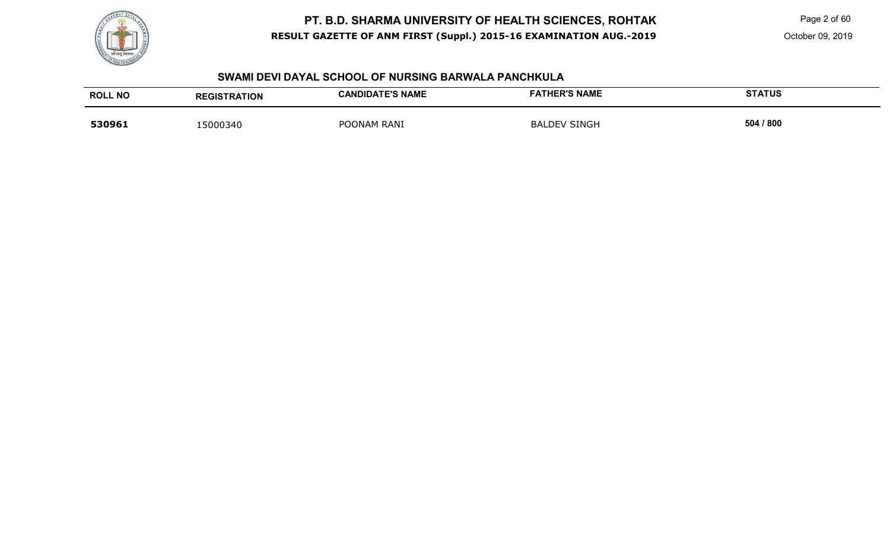## SWAMI DEVI DAYAL SCHOOL OF NURSING BARWALA PANCHKULA

| ROLL NO | REGISTRATION | CANDIDATE'S NAME | FATHER'S NAME | STATUS |
|---|---|---|---|---|
| **530961** | 15000340 | POONAM RANI | BALDEV SINGH | **504 / 800** |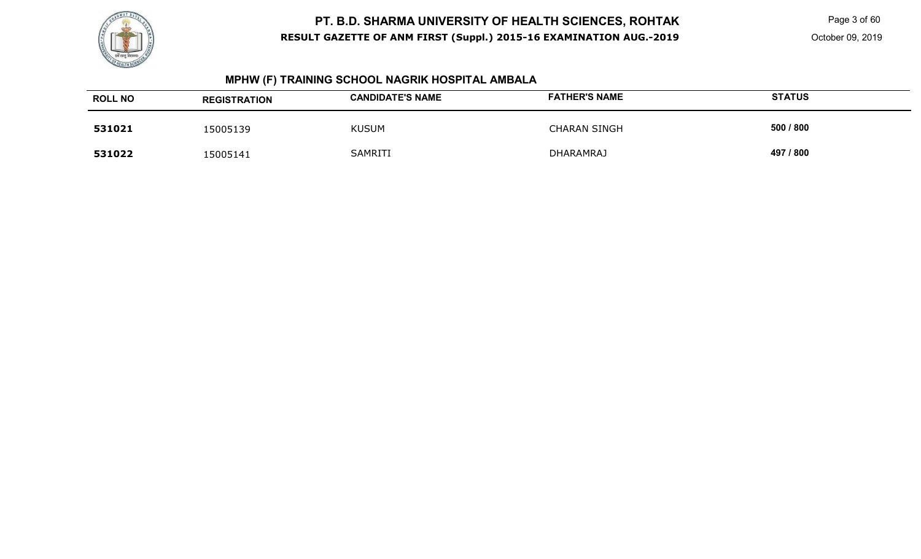## MPHW (F) TRAINING SCHOOL NAGRIK HOSPITAL AMBALA

| ROLL NO | REGISTRATION | CANDIDATE'S NAME | FATHER'S NAME | STATUS |
|---|---|---|---|---|
| **531021** | 15005139 | KUSUM | CHARAN SINGH | **500 / 800** |
| **531022** | 15005141 | SAMRITI | DHARAMRAJ | **497 / 800** |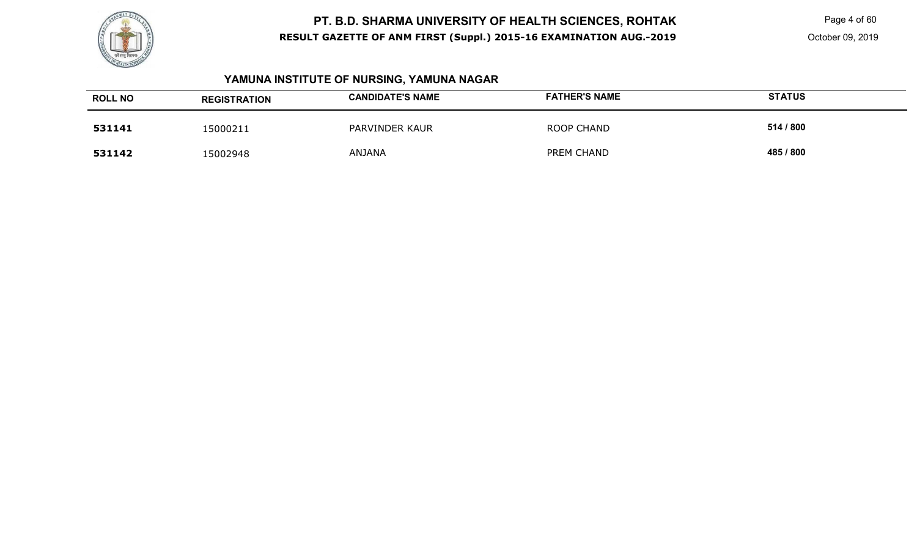## YAMUNA INSTITUTE OF NURSING, YAMUNA NAGAR

| ROLL NO | REGISTRATION | CANDIDATE'S NAME | FATHER'S NAME | STATUS |
|---|---|---|---|---|
| **531141** | 15000211 | PARVINDER KAUR | ROOP CHAND | **514 / 800** |
| **531142** | 15002948 | ANJANA | PREM CHAND | **485 / 800** |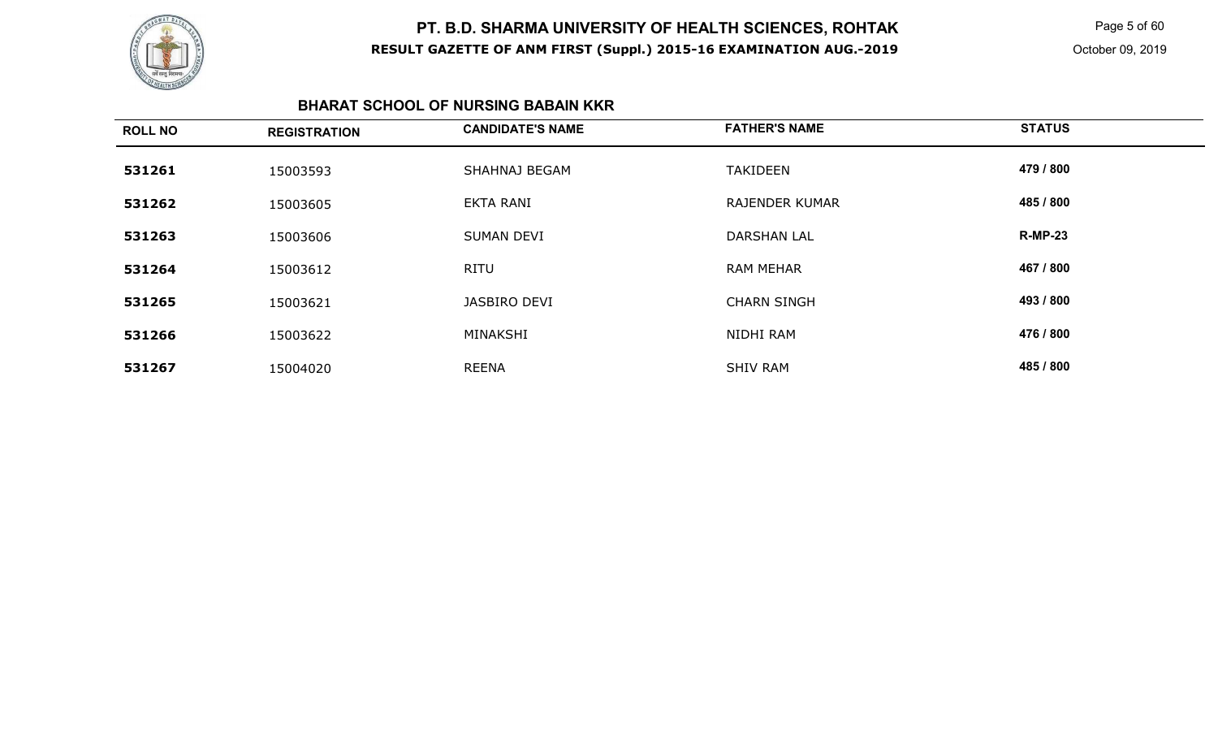# PT. B.D. SHARMA UNIVERSITY OF HEALTH SCIENCES, ROHTAK

**RESULT GAZETTE OF ANM FIRST (Suppl.) 2015-16 EXAMINATION AUG.-2019**

October 09, 2019

## BHARAT SCHOOL OF NURSING BABAIN KKR

| ROLL NO | REGISTRATION | CANDIDATE'S NAME | FATHER'S NAME | STATUS |
|---|---|---|---|---|
| 531261 | 15003593 | SHAHNAJ BEGAM | TAKIDEEN | 479 / 800 |
| 531262 | 15003605 | EKTA RANI | RAJENDER KUMAR | 485 / 800 |
| 531263 | 15003606 | SUMAN DEVI | DARSHAN LAL | R-MP-23 |
| 531264 | 15003612 | RITU | RAM MEHAR | 467 / 800 |
| 531265 | 15003621 | JASBIRO DEVI | CHARN SINGH | 493 / 800 |
| 531266 | 15003622 | MINAKSHI | NIDHI RAM | 476 / 800 |
| 531267 | 15004020 | REENA | SHIV RAM | 485 / 800 |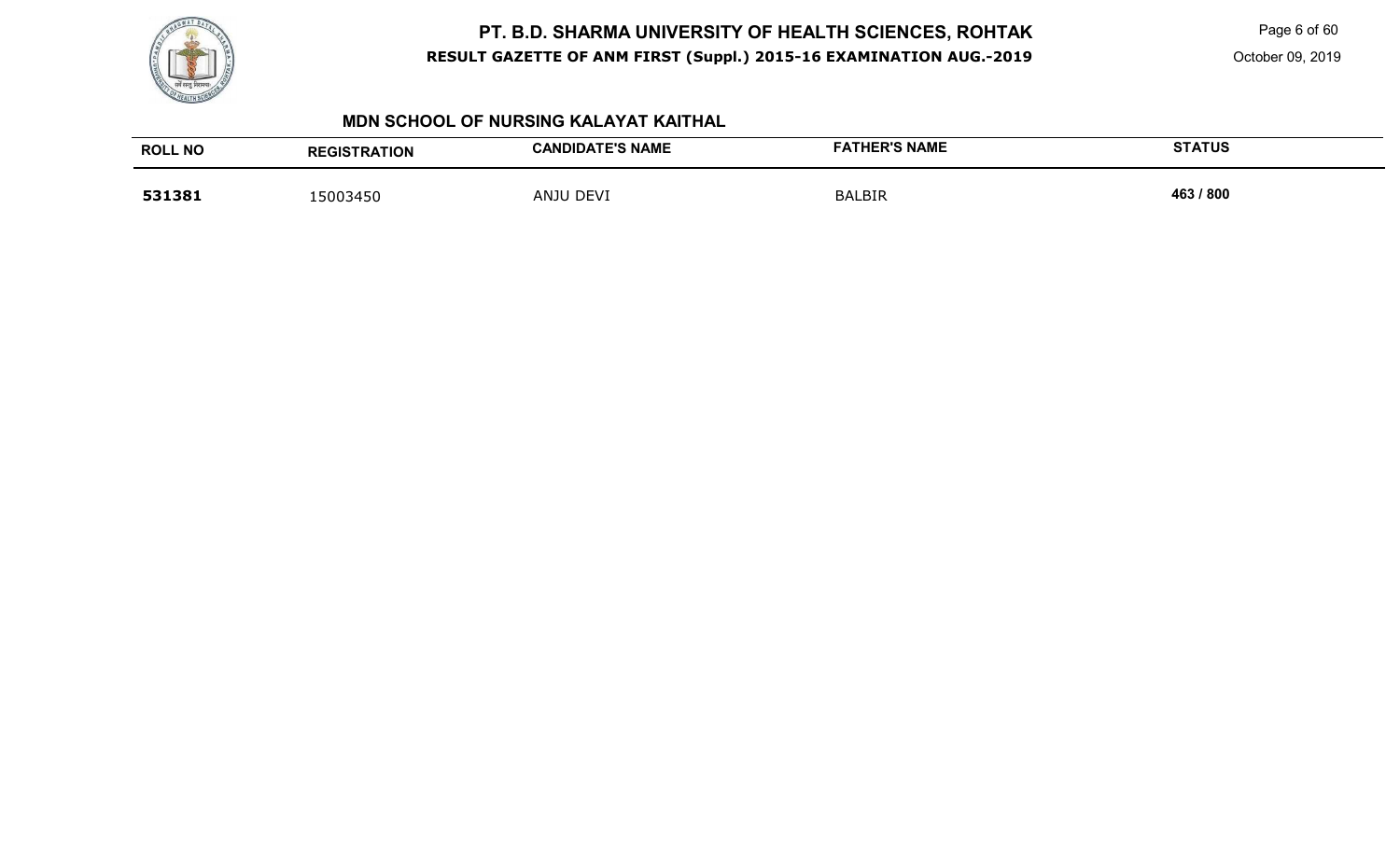## MDN SCHOOL OF NURSING KALAYAT KAITHAL

| ROLL NO | REGISTRATION | CANDIDATE'S NAME | FATHER'S NAME | STATUS |
|---|---|---|---|---|
| **531381** | 15003450 | ANJU DEVI | BALBIR | **463 / 800** |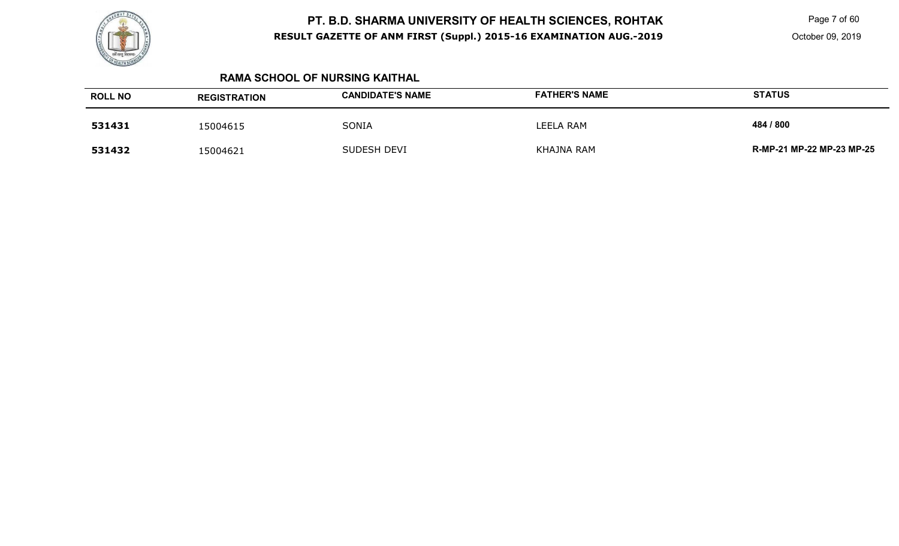## RAMA SCHOOL OF NURSING KAITHAL

| ROLL NO | REGISTRATION | CANDIDATE'S NAME | FATHER'S NAME | STATUS |
|---|---|---|---|---|
| **531431** | 15004615 | SONIA | LEELA RAM | **484 / 800** |
| **531432** | 15004621 | SUDESH DEVI | KHAJNA RAM | **R-MP-21 MP-22 MP-23 MP-25** |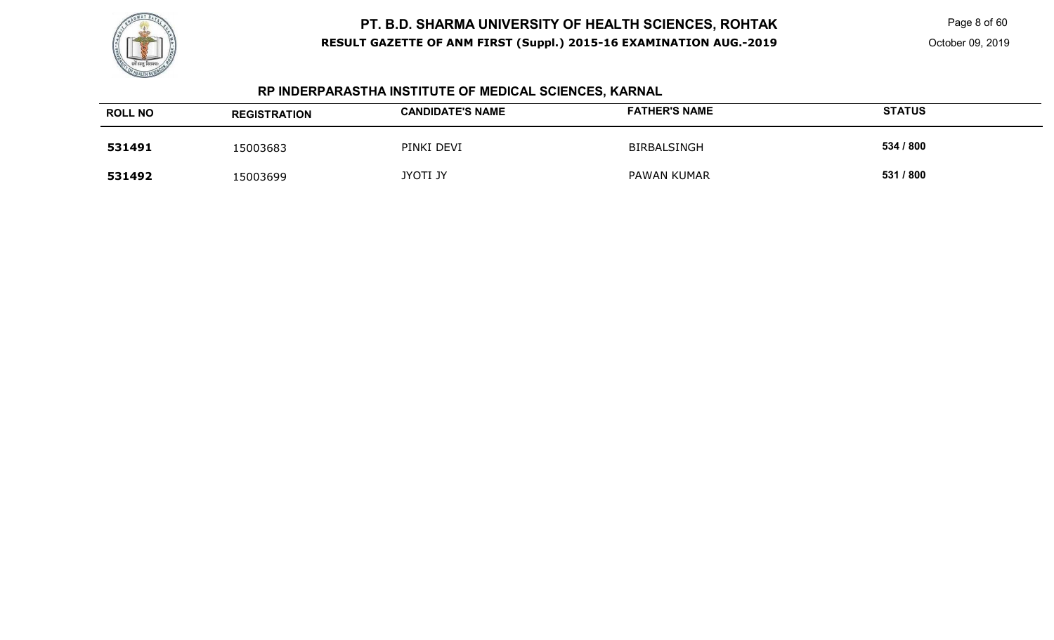## RP INDERPARASTHA INSTITUTE OF MEDICAL SCIENCES, KARNAL

| ROLL NO | REGISTRATION | CANDIDATE'S NAME | FATHER'S NAME | STATUS |
|---|---|---|---|---|
| **531491** | 15003683 | PINKI DEVI | BIRBALSINGH | **534 / 800** |
| **531492** | 15003699 | JYOTI JY | PAWAN KUMAR | **531 / 800** |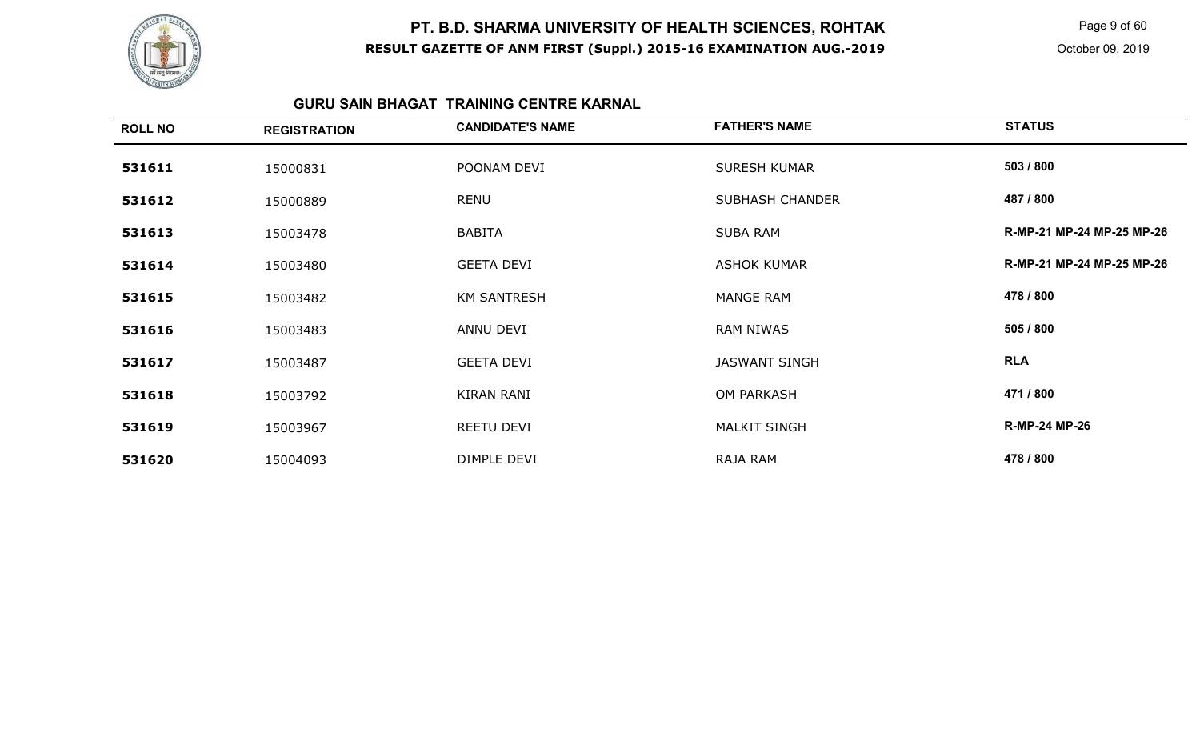# PT. B.D. SHARMA UNIVERSITY OF HEALTH SCIENCES, ROHTAK

**RESULT GAZETTE OF ANM FIRST (Suppl.) 2015-16 EXAMINATION AUG.-2019**

October 09, 2019

## GURU SAIN BHAGAT TRAINING CENTRE KARNAL

| ROLL NO | REGISTRATION | CANDIDATE'S NAME | FATHER'S NAME | STATUS |
|---|---|---|---|---|
| 531611 | 15000831 | POONAM DEVI | SURESH KUMAR | 503 / 800 |
| 531612 | 15000889 | RENU | SUBHASH CHANDER | 487 / 800 |
| 531613 | 15003478 | BABITA | SUBA RAM | R-MP-21 MP-24 MP-25 MP-26 |
| 531614 | 15003480 | GEETA DEVI | ASHOK KUMAR | R-MP-21 MP-24 MP-25 MP-26 |
| 531615 | 15003482 | KM SANTRESH | MANGE RAM | 478 / 800 |
| 531616 | 15003483 | ANNU DEVI | RAM NIWAS | 505 / 800 |
| 531617 | 15003487 | GEETA DEVI | JASWANT SINGH | RLA |
| 531618 | 15003792 | KIRAN RANI | OM PARKASH | 471 / 800 |
| 531619 | 15003967 | REETU DEVI | MALKIT SINGH | R-MP-24 MP-26 |
| 531620 | 15004093 | DIMPLE DEVI | RAJA RAM | 478 / 800 |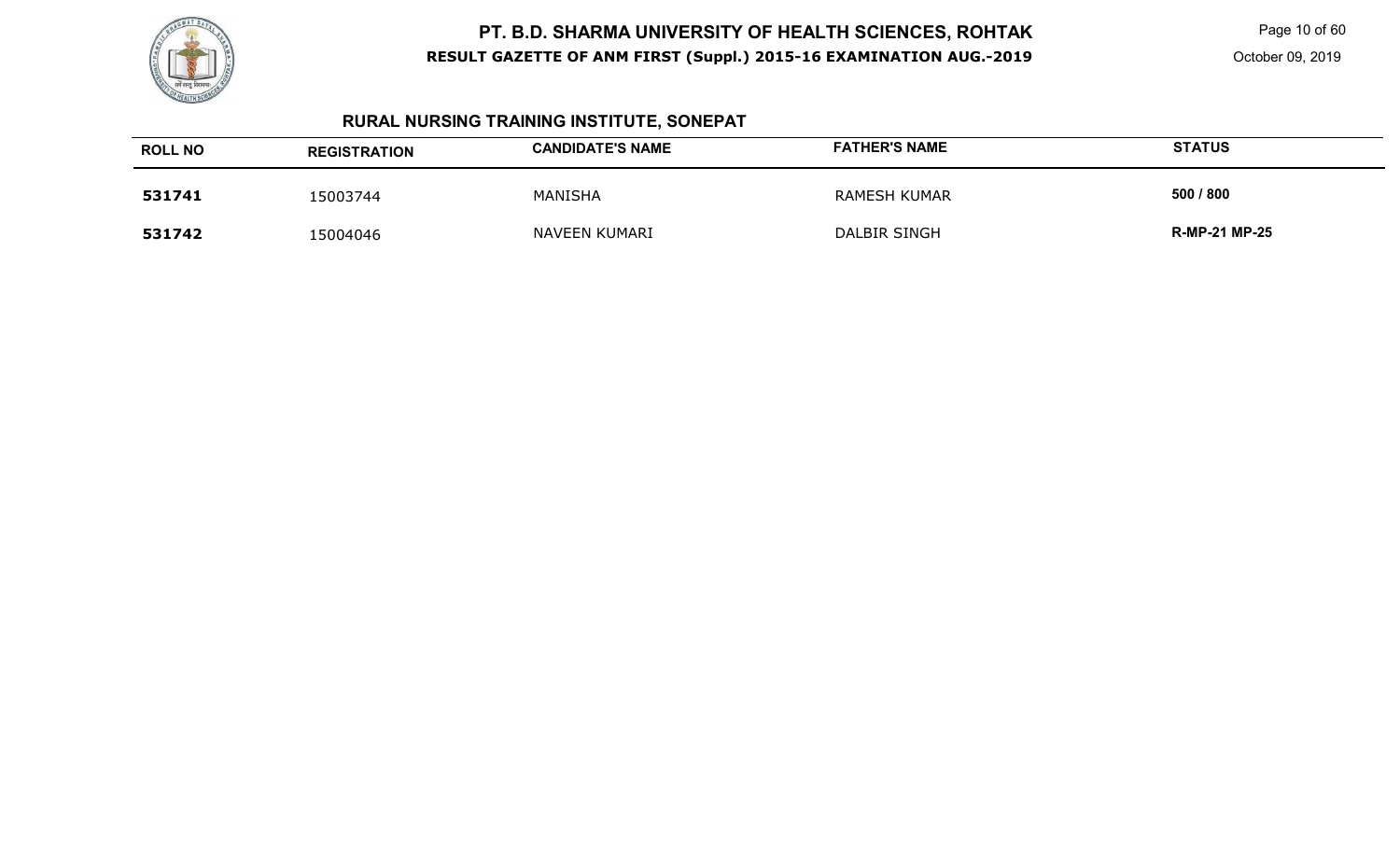## RURAL NURSING TRAINING INSTITUTE, SONEPAT

| ROLL NO | REGISTRATION | CANDIDATE'S NAME | FATHER'S NAME | STATUS |
|---|---|---|---|---|
| **531741** | 15003744 | MANISHA | RAMESH KUMAR | **500 / 800** |
| **531742** | 15004046 | NAVEEN KUMARI | DALBIR SINGH | **R-MP-21 MP-25** |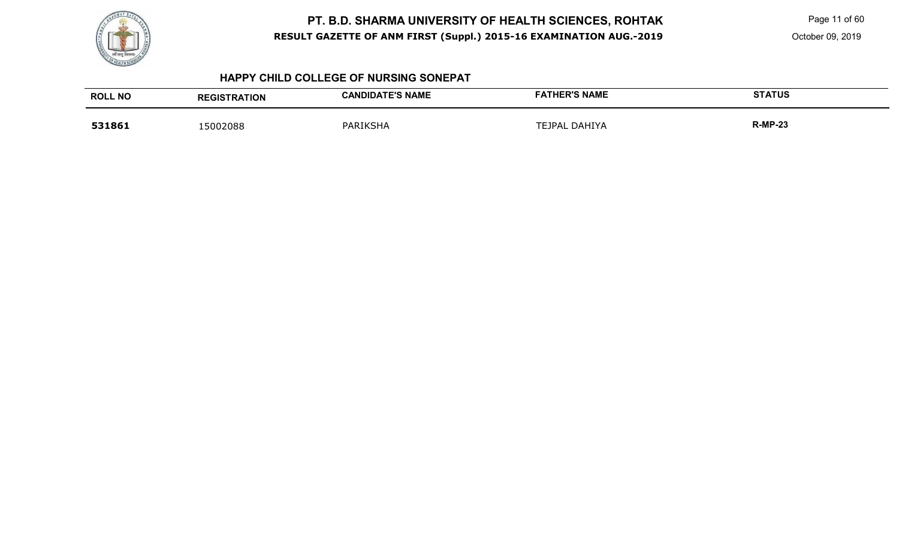## HAPPY CHILD COLLEGE OF NURSING SONEPAT

| ROLL NO | REGISTRATION | CANDIDATE'S NAME | FATHER'S NAME | STATUS |
|---|---|---|---|---|
| **531861** | 15002088 | PARIKSHA | TEJPAL DAHIYA | **R-MP-23** |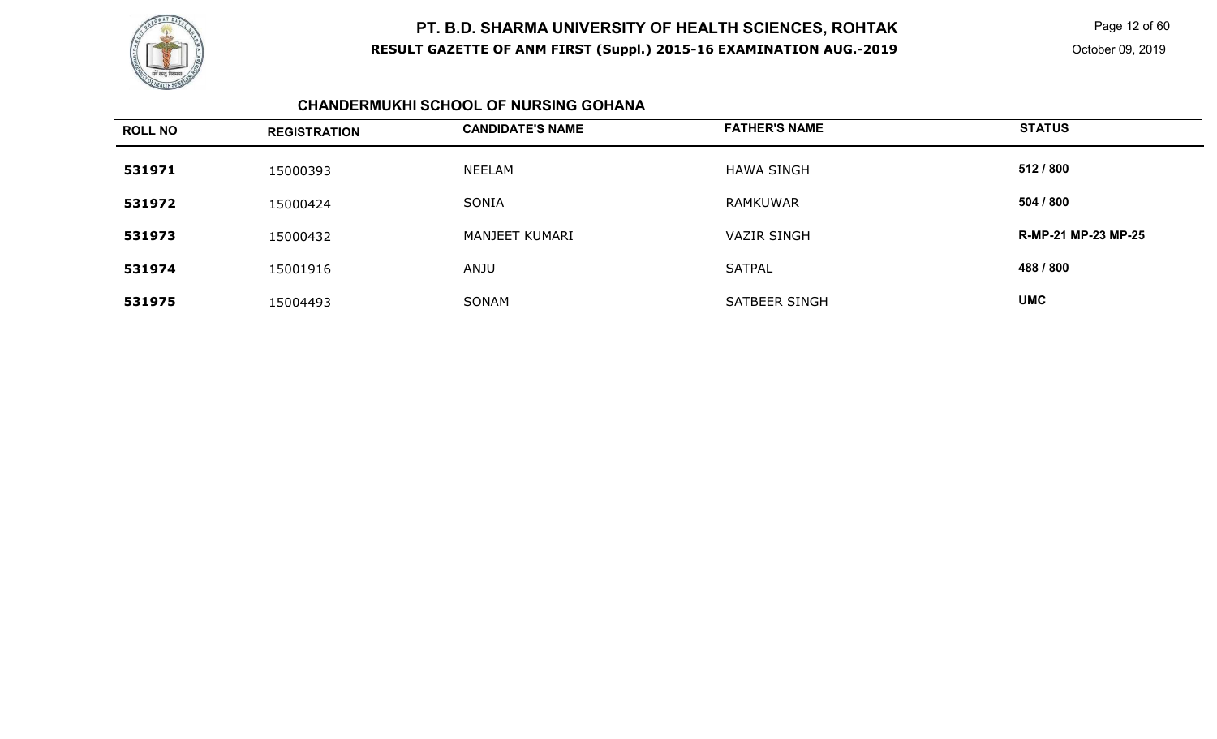# PT. B.D. SHARMA UNIVERSITY OF HEALTH SCIENCES, ROHTAK

**RESULT GAZETTE OF ANM FIRST (Suppl.) 2015-16 EXAMINATION AUG.-2019**

October 09, 2019

## CHANDERMUKHI SCHOOL OF NURSING GOHANA

| ROLL NO | REGISTRATION | CANDIDATE'S NAME | FATHER'S NAME | STATUS |
|---|---|---|---|---|
| **531971** | 15000393 | NEELAM | HAWA SINGH | **512 / 800** |
| **531972** | 15000424 | SONIA | RAMKUWAR | **504 / 800** |
| **531973** | 15000432 | MANJEET KUMARI | VAZIR SINGH | **R-MP-21 MP-23 MP-25** |
| **531974** | 15001916 | ANJU | SATPAL | **488 / 800** |
| **531975** | 15004493 | SONAM | SATBEER SINGH | **UMC** |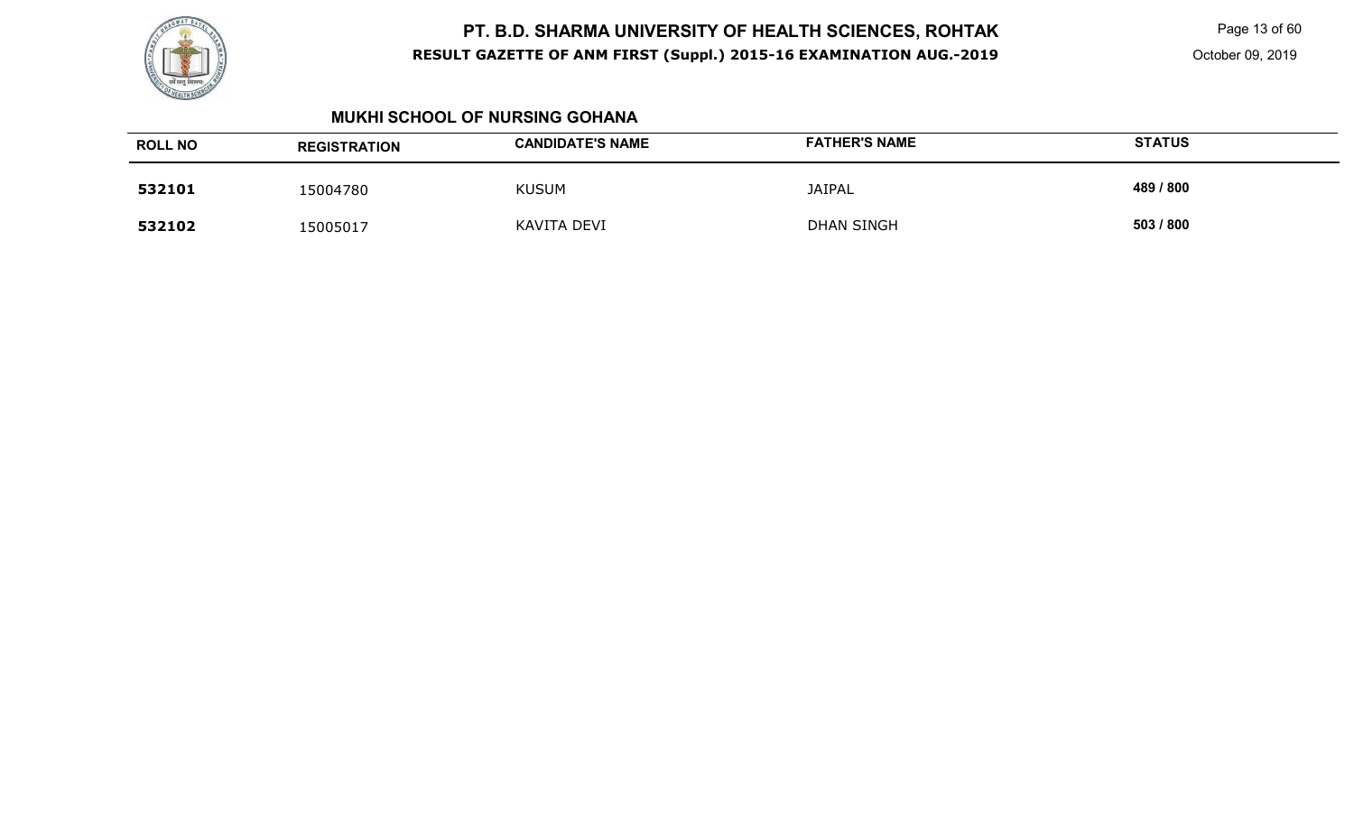## MUKHI SCHOOL OF NURSING GOHANA

| ROLL NO | REGISTRATION | CANDIDATE'S NAME | FATHER'S NAME | STATUS |
| --- | --- | --- | --- | --- |
| **532101** | 15004780 | KUSUM | JAIPAL | **489 / 800** |
| **532102** | 15005017 | KAVITA DEVI | DHAN SINGH | **503 / 800** |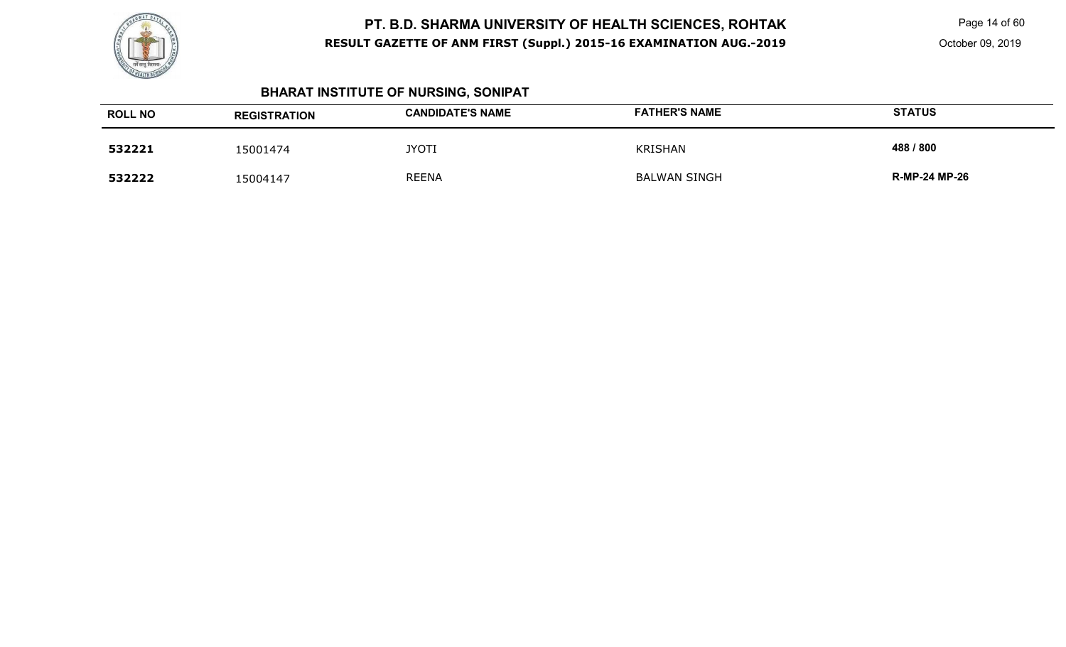## BHARAT INSTITUTE OF NURSING, SONIPAT

| ROLL NO | REGISTRATION | CANDIDATE'S NAME | FATHER'S NAME | STATUS |
|---|---|---|---|---|
| **532221** | 15001474 | JYOTI | KRISHAN | **488 / 800** |
| **532222** | 15004147 | REENA | BALWAN SINGH | **R-MP-24 MP-26** |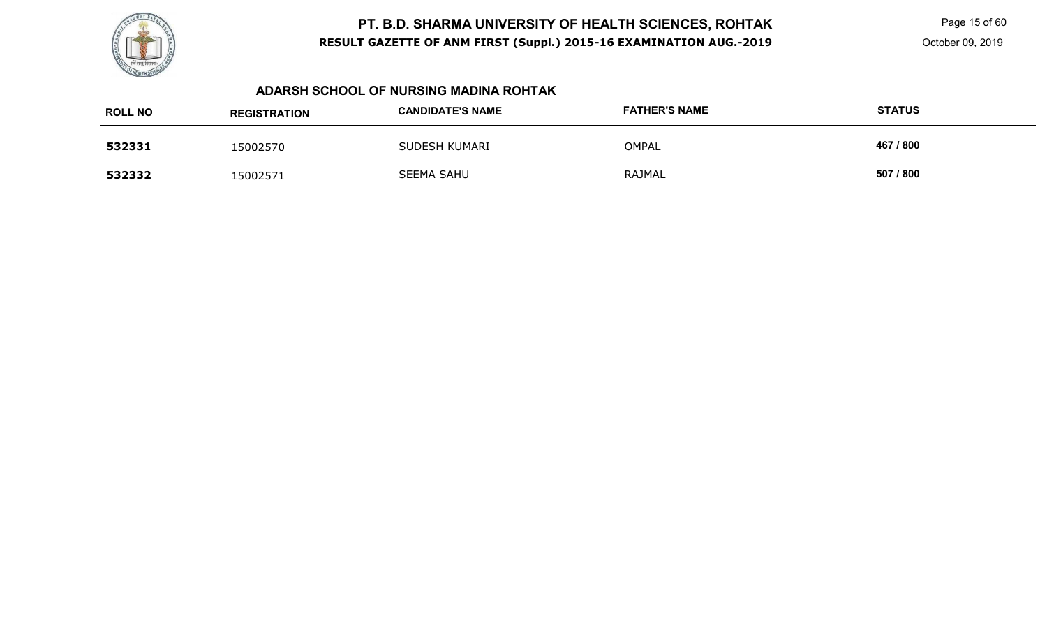## ADARSH SCHOOL OF NURSING MADINA ROHTAK

| ROLL NO | REGISTRATION | CANDIDATE'S NAME | FATHER'S NAME | STATUS |
|---|---|---|---|---|
| **532331** | 15002570 | SUDESH KUMARI | OMPAL | **467 / 800** |
| **532332** | 15002571 | SEEMA SAHU | RAJMAL | **507 / 800** |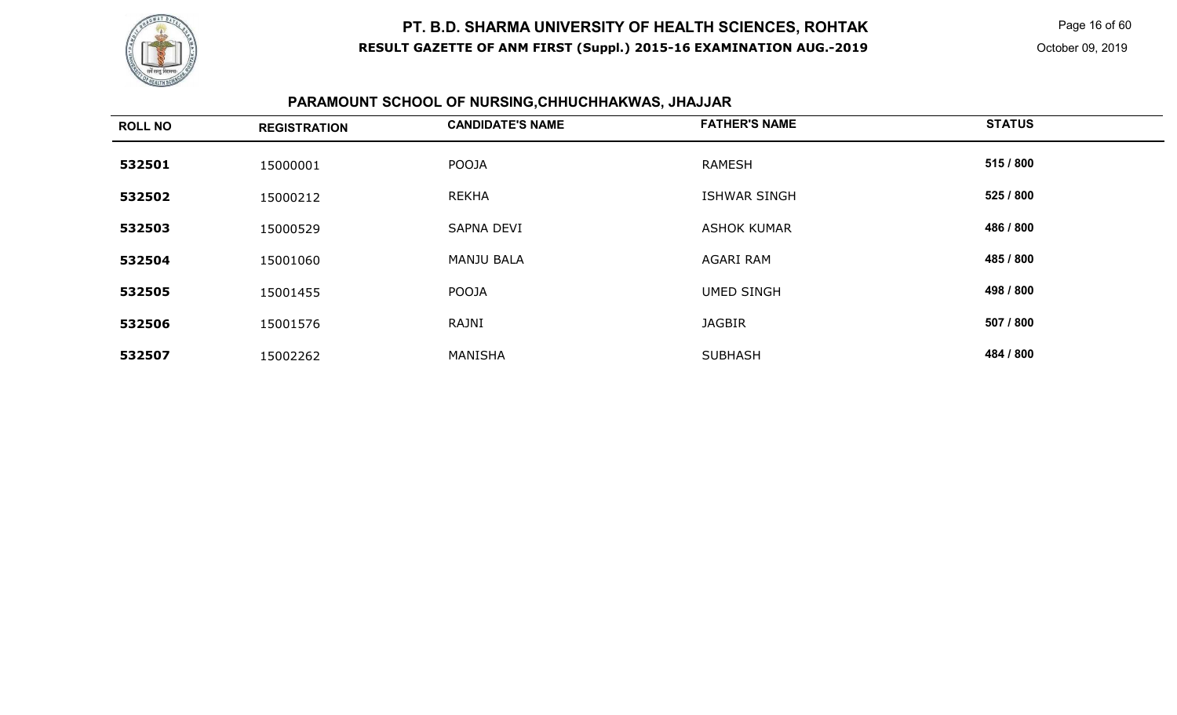## PT. B.D. SHARMA UNIVERSITY OF HEALTH SCIENCES, ROHTAK

**RESULT GAZETTE OF ANM FIRST (Suppl.) 2015-16 EXAMINATION AUG.-2019**

October 09, 2019

### PARAMOUNT SCHOOL OF NURSING,CHHUCHHAKWAS, JHAJJAR

| ROLL NO | REGISTRATION | CANDIDATE'S NAME | FATHER'S NAME | STATUS |
|---|---|---|---|---|
| 532501 | 15000001 | POOJA | RAMESH | 515 / 800 |
| 532502 | 15000212 | REKHA | ISHWAR SINGH | 525 / 800 |
| 532503 | 15000529 | SAPNA DEVI | ASHOK KUMAR | 486 / 800 |
| 532504 | 15001060 | MANJU BALA | AGARI RAM | 485 / 800 |
| 532505 | 15001455 | POOJA | UMED SINGH | 498 / 800 |
| 532506 | 15001576 | RAJNI | JAGBIR | 507 / 800 |
| 532507 | 15002262 | MANISHA | SUBHASH | 484 / 800 |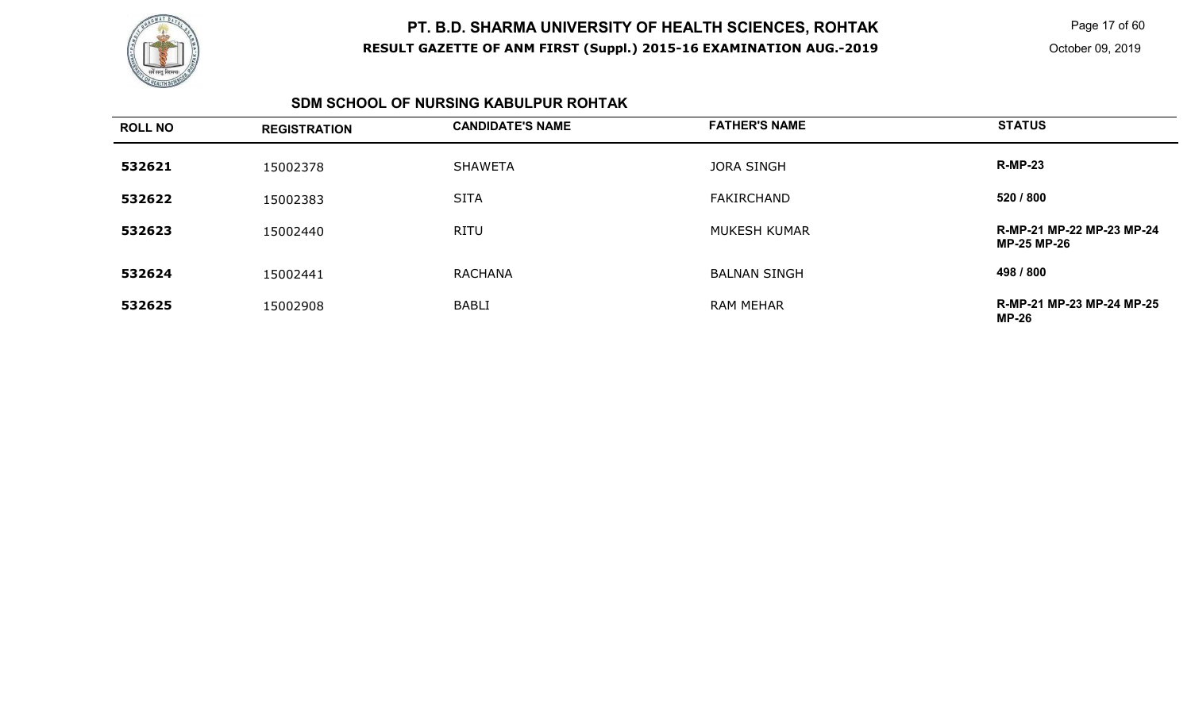## SDM SCHOOL OF NURSING KABULPUR ROHTAK

| ROLL NO | REGISTRATION | CANDIDATE'S NAME | FATHER'S NAME | STATUS |
|---|---|---|---|---|
| **532621** | 15002378 | SHAWETA | JORA SINGH | **R-MP-23** |
| **532622** | 15002383 | SITA | FAKIRCHAND | **520 / 800** |
| **532623** | 15002440 | RITU | MUKESH KUMAR | **R-MP-21 MP-22 MP-23 MP-24 MP-25 MP-26** |
| **532624** | 15002441 | RACHANA | BALNAN SINGH | **498 / 800** |
| **532625** | 15002908 | BABLI | RAM MEHAR | **R-MP-21 MP-23 MP-24 MP-25 MP-26** |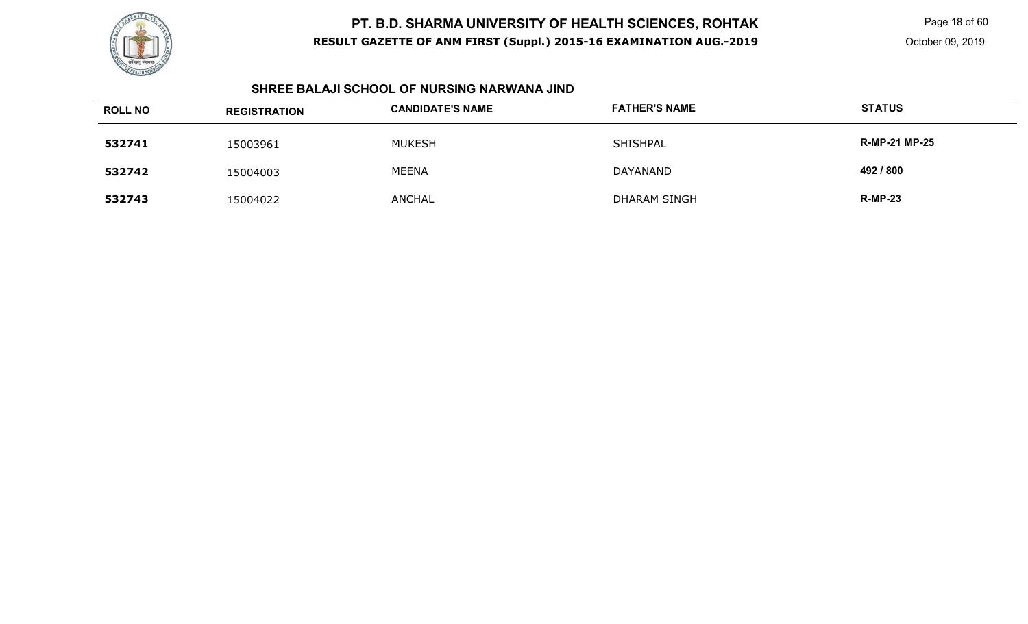## SHREE BALAJI SCHOOL OF NURSING NARWANA JIND

| ROLL NO | REGISTRATION | CANDIDATE'S NAME | FATHER'S NAME | STATUS |
|---|---|---|---|---|
| **532741** | 15003961 | MUKESH | SHISHPAL | **R-MP-21 MP-25** |
| **532742** | 15004003 | MEENA | DAYANAND | **492 / 800** |
| **532743** | 15004022 | ANCHAL | DHARAM SINGH | **R-MP-23** |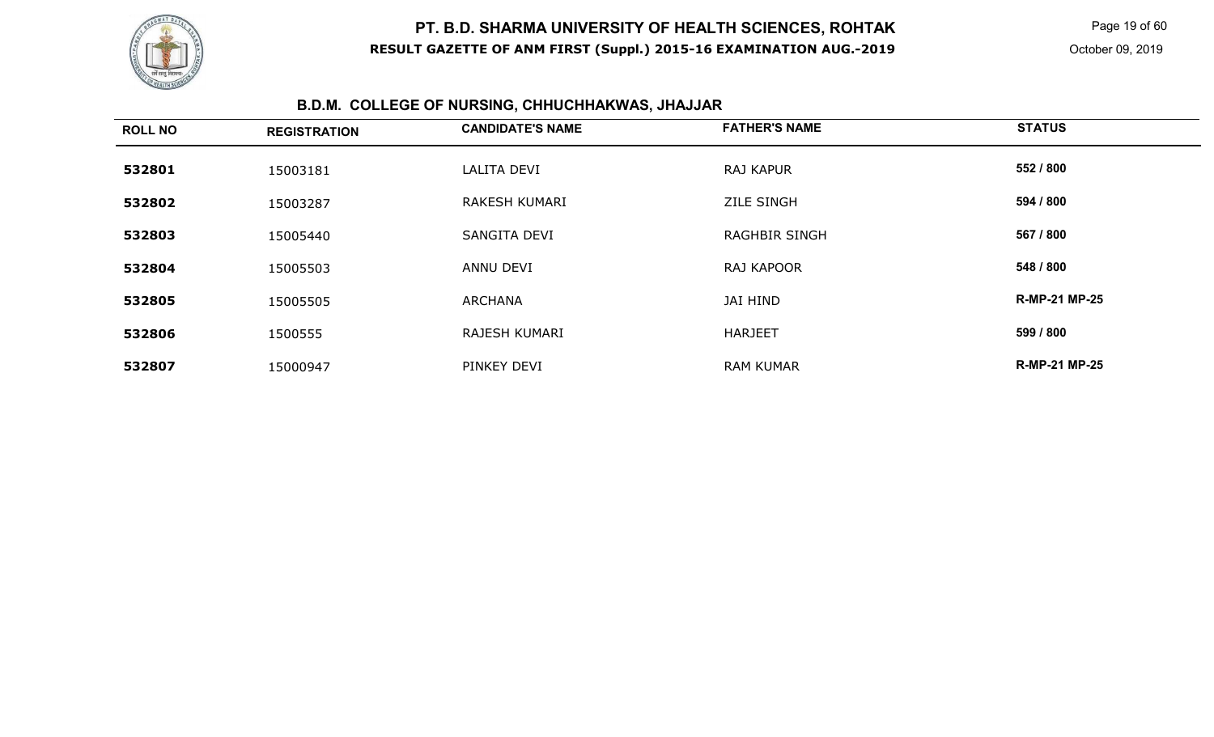# PT. B.D. SHARMA UNIVERSITY OF HEALTH SCIENCES, ROHTAK

**RESULT GAZETTE OF ANM FIRST (Suppl.) 2015-16 EXAMINATION AUG.-2019**

October 09, 2019

## B.D.M. COLLEGE OF NURSING, CHHUCHHAKWAS, JHAJJAR

| ROLL NO | REGISTRATION | CANDIDATE'S NAME | FATHER'S NAME | STATUS |
|---|---|---|---|---|
| **532801** | 15003181 | LALITA DEVI | RAJ KAPUR | **552 / 800** |
| **532802** | 15003287 | RAKESH KUMARI | ZILE SINGH | **594 / 800** |
| **532803** | 15005440 | SANGITA DEVI | RAGHBIR SINGH | **567 / 800** |
| **532804** | 15005503 | ANNU DEVI | RAJ KAPOOR | **548 / 800** |
| **532805** | 15005505 | ARCHANA | JAI HIND | **R-MP-21 MP-25** |
| **532806** | 1500555 | RAJESH KUMARI | HARJEET | **599 / 800** |
| **532807** | 15000947 | PINKEY DEVI | RAM KUMAR | **R-MP-21 MP-25** |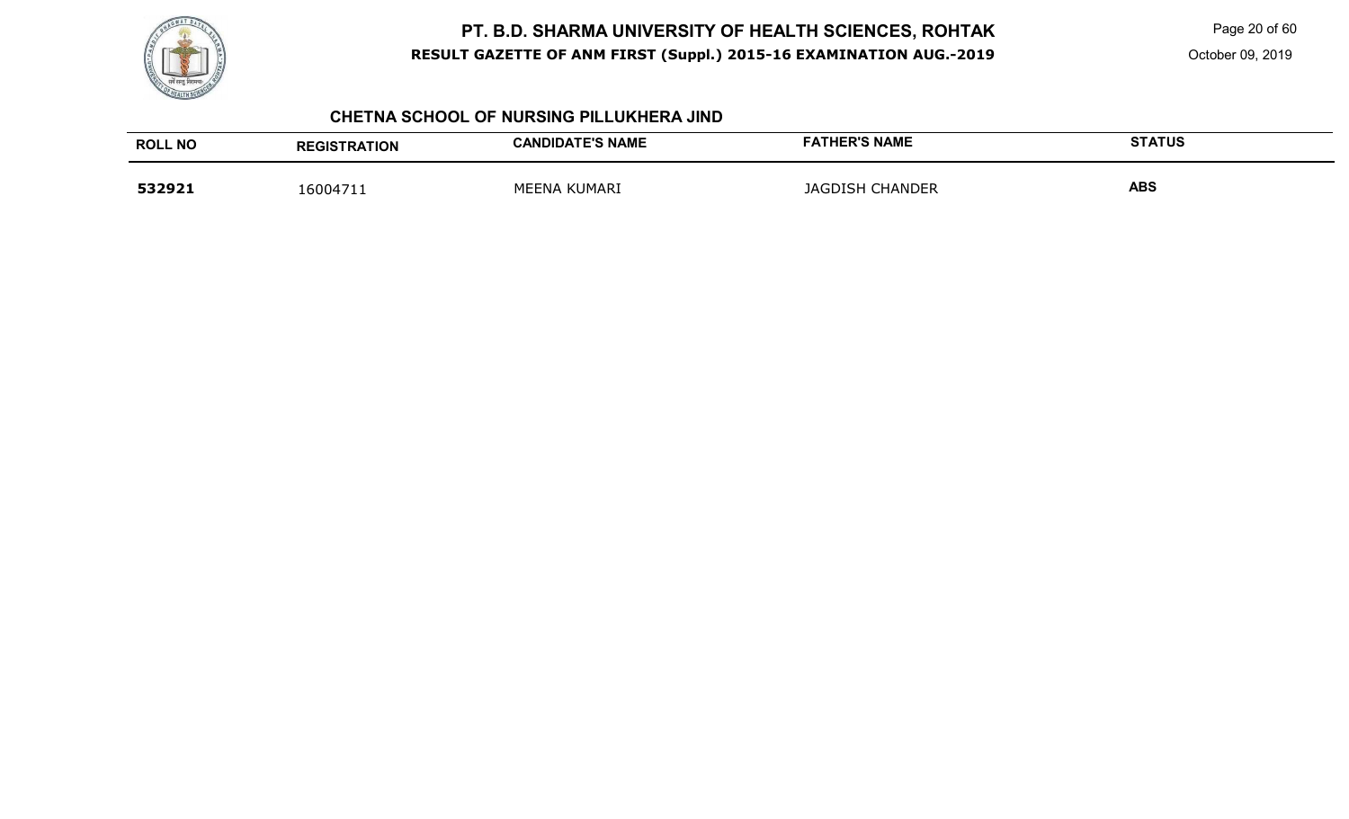### CHETNA SCHOOL OF NURSING PILLUKHERA JIND

| ROLL NO | REGISTRATION | CANDIDATE'S NAME | FATHER'S NAME | STATUS |
|---|---|---|---|---|
| **532921** | 16004711 | MEENA KUMARI | JAGDISH CHANDER | **ABS** |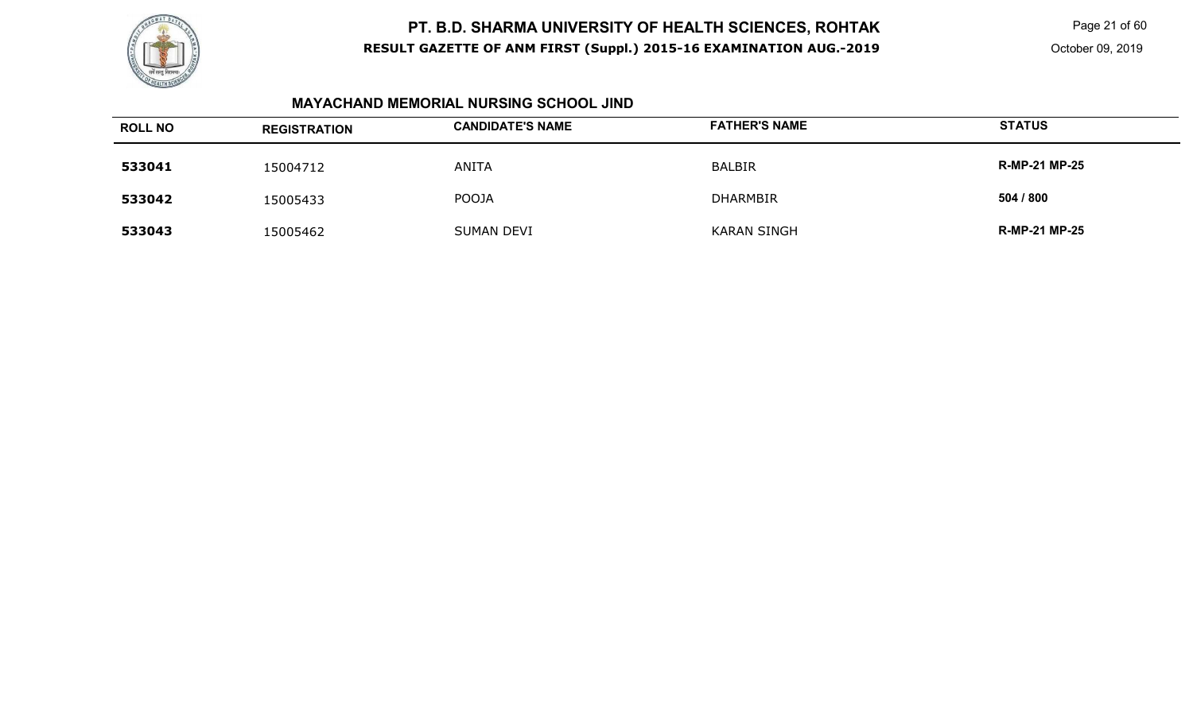## MAYACHAND MEMORIAL NURSING SCHOOL JIND

| ROLL NO | REGISTRATION | CANDIDATE'S NAME | FATHER'S NAME | STATUS |
|---|---|---|---|---|
| **533041** | 15004712 | ANITA | BALBIR | **R-MP-21 MP-25** |
| **533042** | 15005433 | POOJA | DHARMBIR | **504 / 800** |
| **533043** | 15005462 | SUMAN DEVI | KARAN SINGH | **R-MP-21 MP-25** |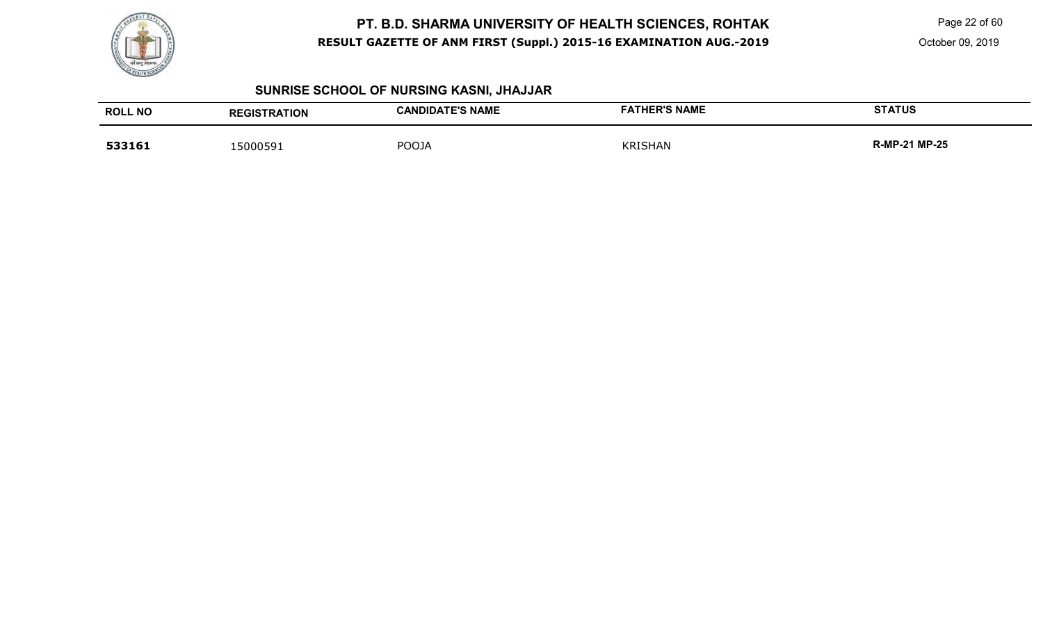# PT. B.D. SHARMA UNIVERSITY OF HEALTH SCIENCES, ROHTAK

**RESULT GAZETTE OF ANM FIRST (Suppl.) 2015-16 EXAMINATION AUG.-2019**

October 09, 2019

## SUNRISE SCHOOL OF NURSING KASNI, JHAJJAR

| ROLL NO | REGISTRATION | CANDIDATE'S NAME | FATHER'S NAME | STATUS |
|---|---|---|---|---|
| **533161** | 15000591 | POOJA | KRISHAN | **R-MP-21 MP-25** |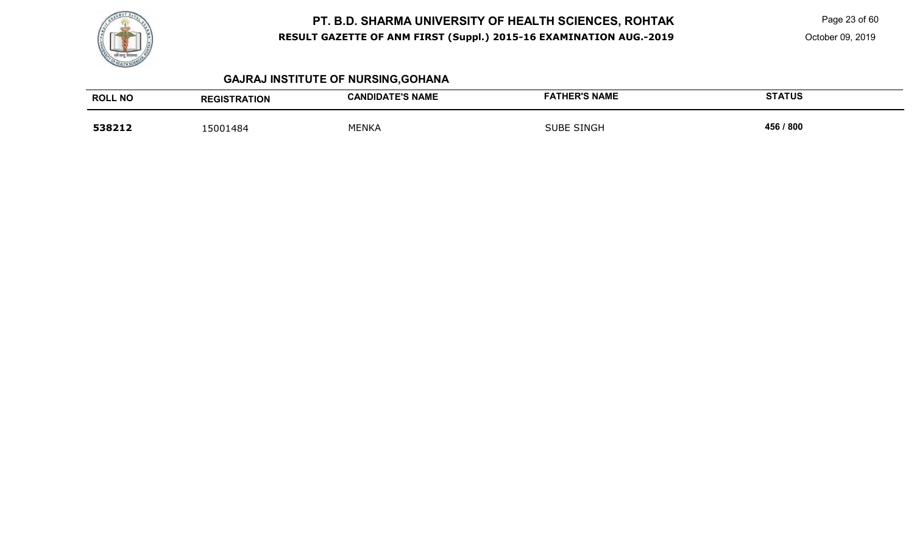## GAJRAJ INSTITUTE OF NURSING,GOHANA

| ROLL NO | REGISTRATION | CANDIDATE'S NAME | FATHER'S NAME | STATUS |
|---|---|---|---|---|
| **538212** | 15001484 | MENKA | SUBE SINGH | **456 / 800** |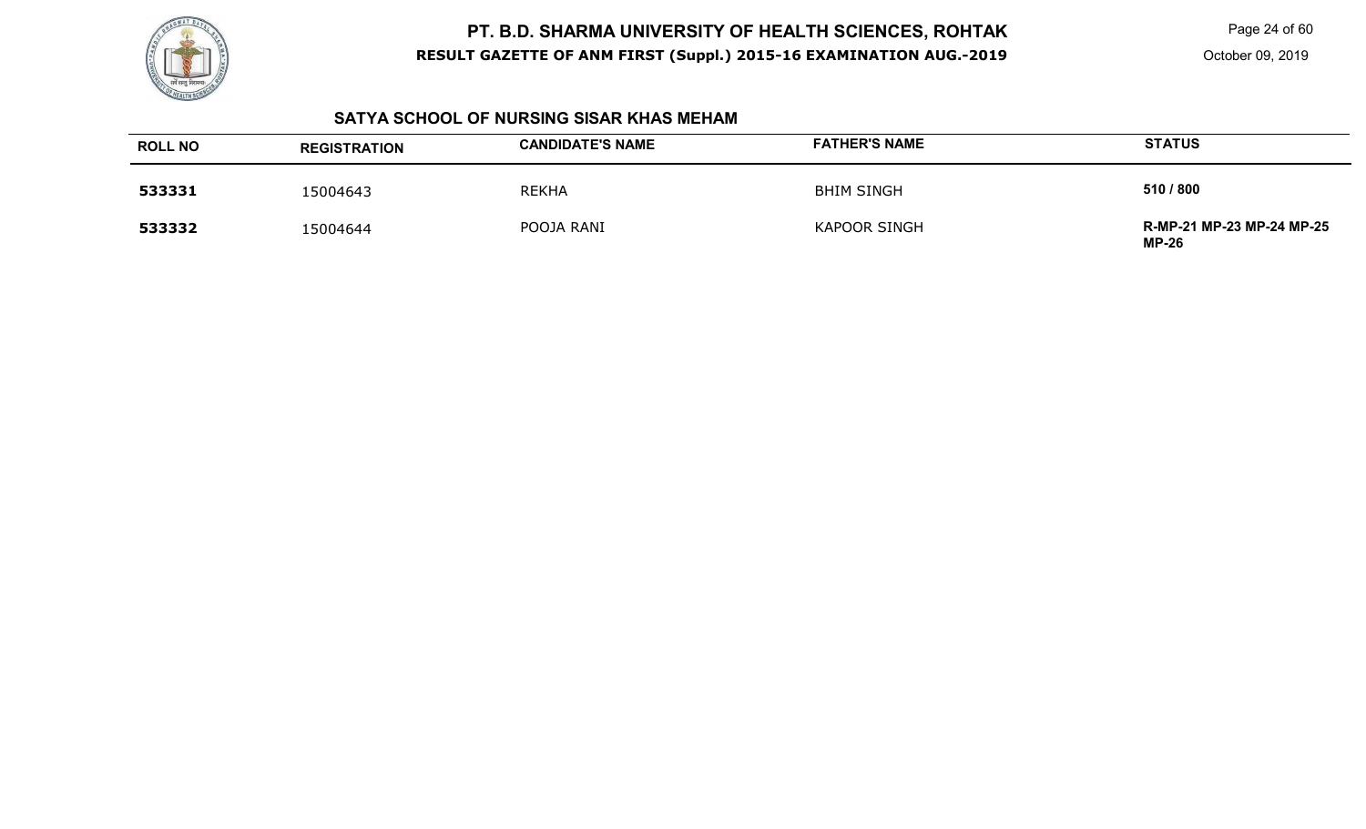## SATYA SCHOOL OF NURSING SISAR KHAS MEHAM

| ROLL NO | REGISTRATION | CANDIDATE'S NAME | FATHER'S NAME | STATUS |
|---|---|---|---|---|
| **533331** | 15004643 | REKHA | BHIM SINGH | **510 / 800** |
| **533332** | 15004644 | POOJA RANI | KAPOOR SINGH | **R-MP-21 MP-23 MP-24 MP-25 MP-26** |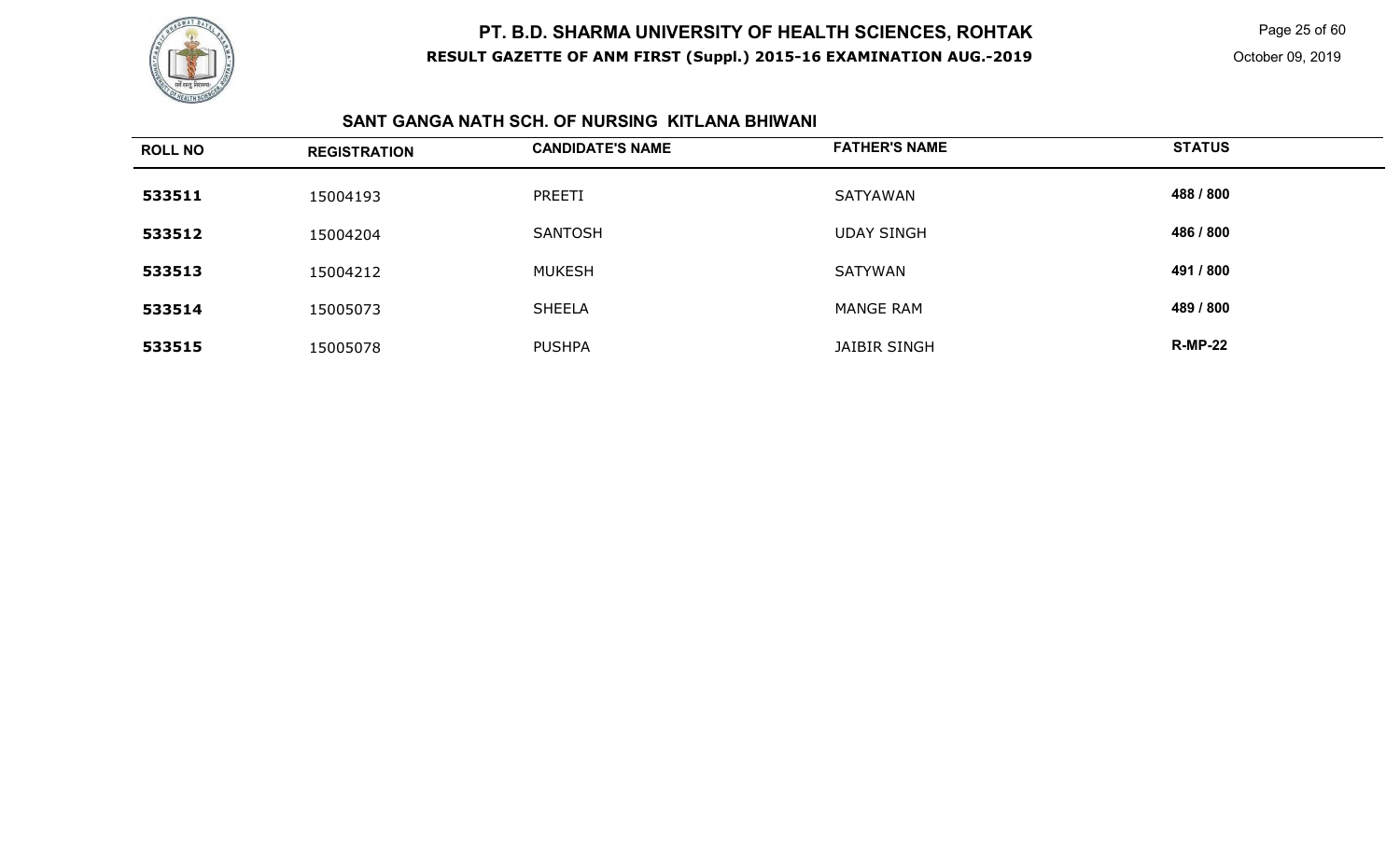# PT. B.D. SHARMA UNIVERSITY OF HEALTH SCIENCES, ROHTAK

**RESULT GAZETTE OF ANM FIRST (Suppl.) 2015-16 EXAMINATION AUG.-2019**

October 09, 2019

## SANT GANGA NATH SCH. OF NURSING KITLANA BHIWANI

| ROLL NO | REGISTRATION | CANDIDATE'S NAME | FATHER'S NAME | STATUS |
|---|---|---|---|---|
| **533511** | 15004193 | PREETI | SATYAWAN | **488 / 800** |
| **533512** | 15004204 | SANTOSH | UDAY SINGH | **486 / 800** |
| **533513** | 15004212 | MUKESH | SATYWAN | **491 / 800** |
| **533514** | 15005073 | SHEELA | MANGE RAM | **489 / 800** |
| **533515** | 15005078 | PUSHPA | JAIBIR SINGH | **R-MP-22** |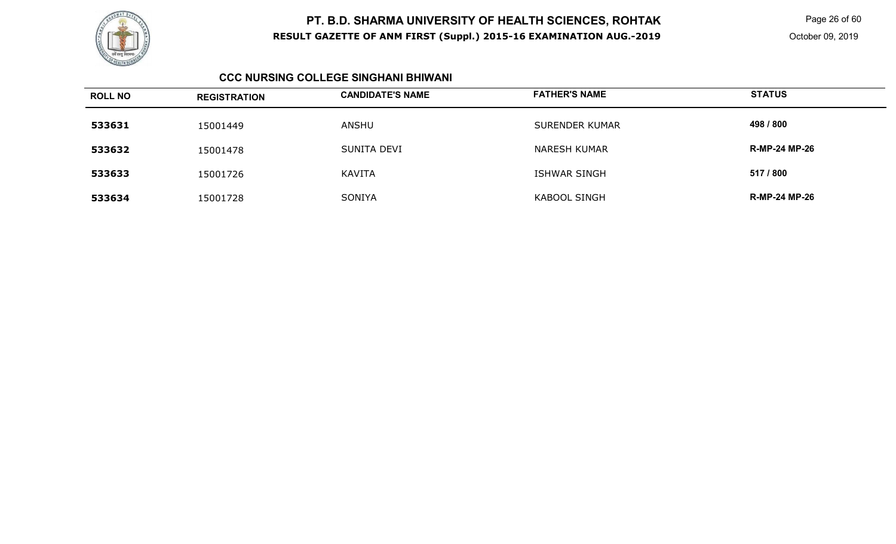## CCC NURSING COLLEGE SINGHANI BHIWANI

| ROLL NO | REGISTRATION | CANDIDATE'S NAME | FATHER'S NAME | STATUS |
|---|---|---|---|---|
| 533631 | 15001449 | ANSHU | SURENDER KUMAR | 498 / 800 |
| 533632 | 15001478 | SUNITA DEVI | NARESH KUMAR | R-MP-24 MP-26 |
| 533633 | 15001726 | KAVITA | ISHWAR SINGH | 517 / 800 |
| 533634 | 15001728 | SONIYA | KABOOL SINGH | R-MP-24 MP-26 |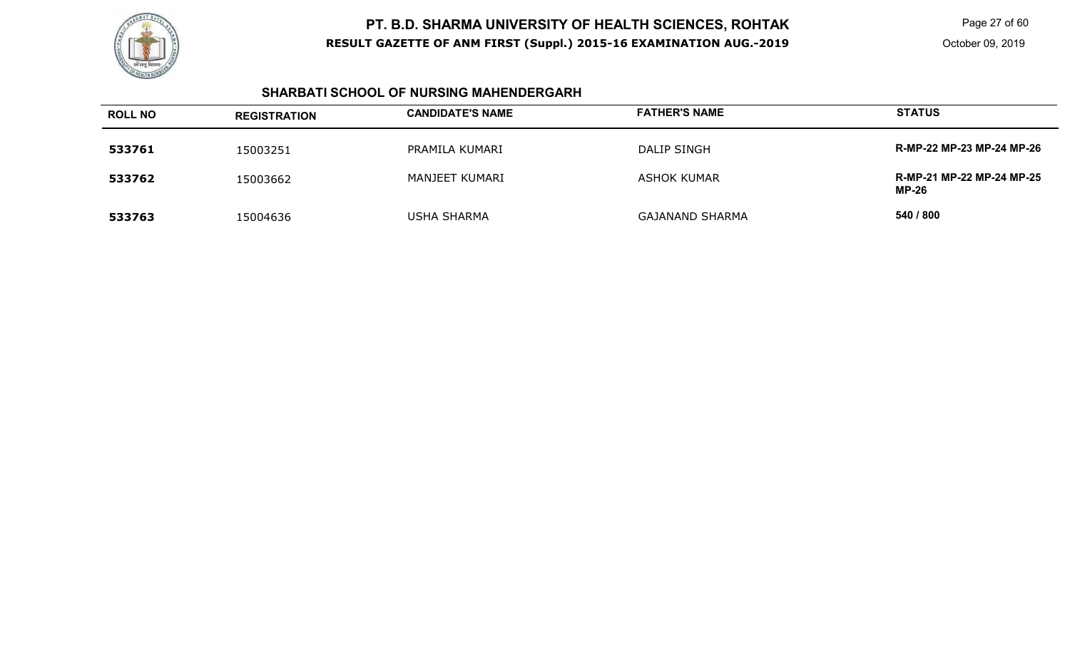# PT. B.D. SHARMA UNIVERSITY OF HEALTH SCIENCES, ROHTAK

**RESULT GAZETTE OF ANM FIRST (Suppl.) 2015-16 EXAMINATION AUG.-2019**

October 09, 2019

## SHARBATI SCHOOL OF NURSING MAHENDERGARH

| ROLL NO | REGISTRATION | CANDIDATE'S NAME | FATHER'S NAME | STATUS |
|---|---|---|---|---|
| **533761** | 15003251 | PRAMILA KUMARI | DALIP SINGH | **R-MP-22 MP-23 MP-24 MP-26** |
| **533762** | 15003662 | MANJEET KUMARI | ASHOK KUMAR | **R-MP-21 MP-22 MP-24 MP-25 MP-26** |
| **533763** | 15004636 | USHA SHARMA | GAJANAND SHARMA | **540 / 800** |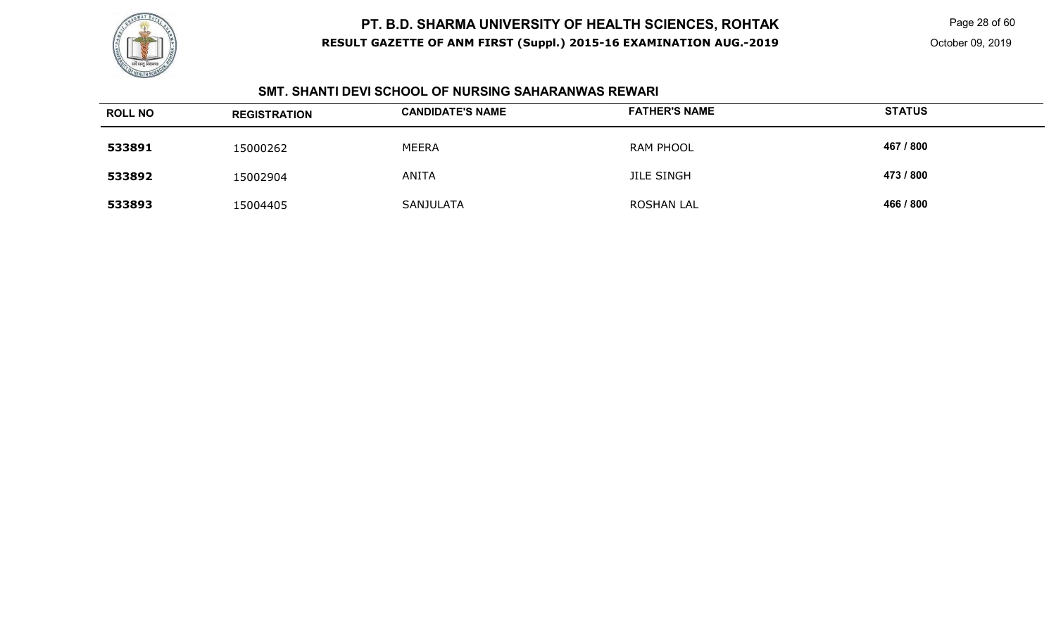## SMT. SHANTI DEVI SCHOOL OF NURSING SAHARANWAS REWARI

| ROLL NO | REGISTRATION | CANDIDATE'S NAME | FATHER'S NAME | STATUS |
|---|---|---|---|---|
| **533891** | 15000262 | MEERA | RAM PHOOL | **467 / 800** |
| **533892** | 15002904 | ANITA | JILE SINGH | **473 / 800** |
| **533893** | 15004405 | SANJULATA | ROSHAN LAL | **466 / 800** |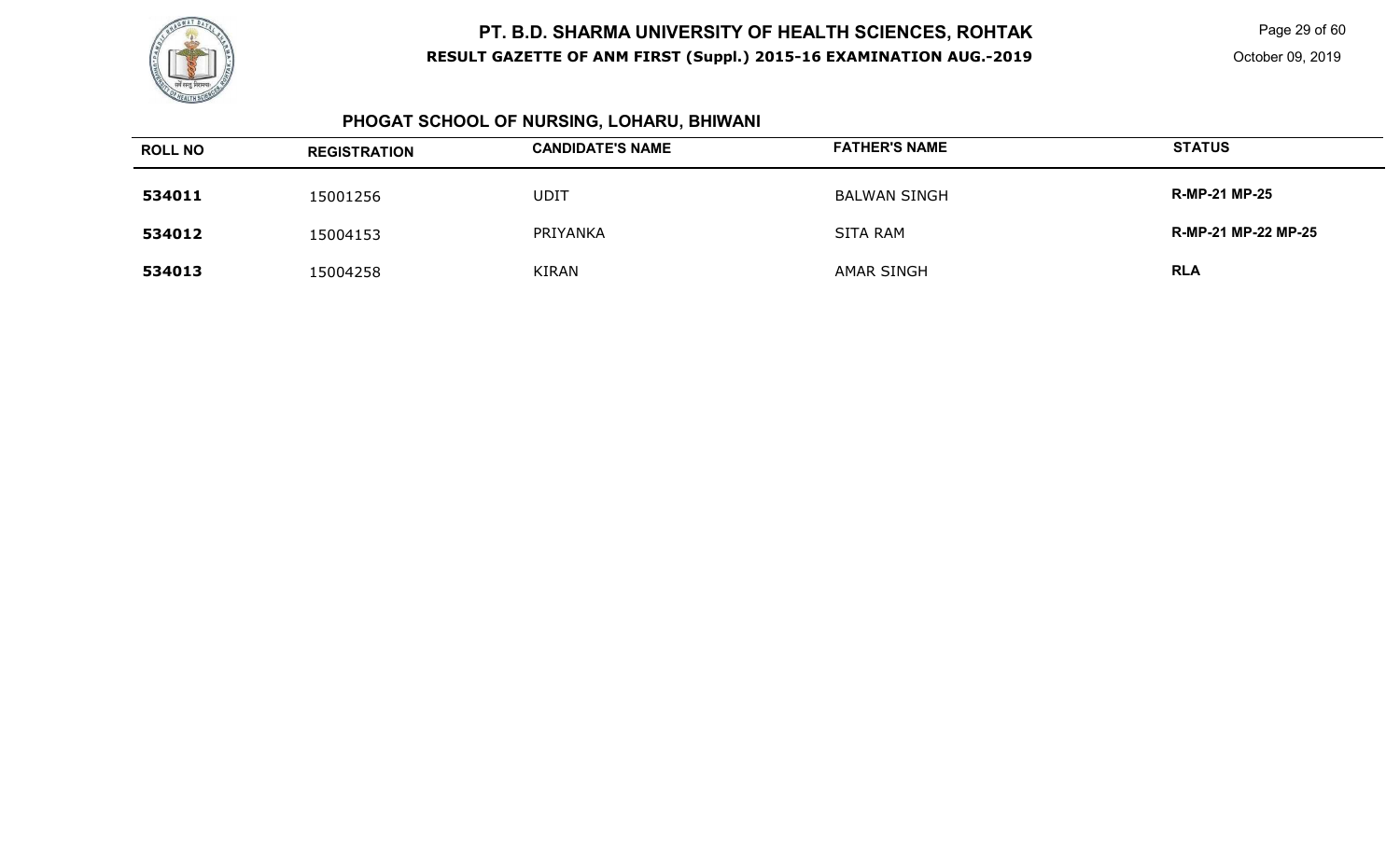## PHOGAT SCHOOL OF NURSING, LOHARU, BHIWANI

| ROLL NO | REGISTRATION | CANDIDATE'S NAME | FATHER'S NAME | STATUS |
|---|---|---|---|---|
| 534011 | 15001256 | UDIT | BALWAN SINGH | R-MP-21 MP-25 |
| 534012 | 15004153 | PRIYANKA | SITA RAM | R-MP-21 MP-22 MP-25 |
| 534013 | 15004258 | KIRAN | AMAR SINGH | RLA |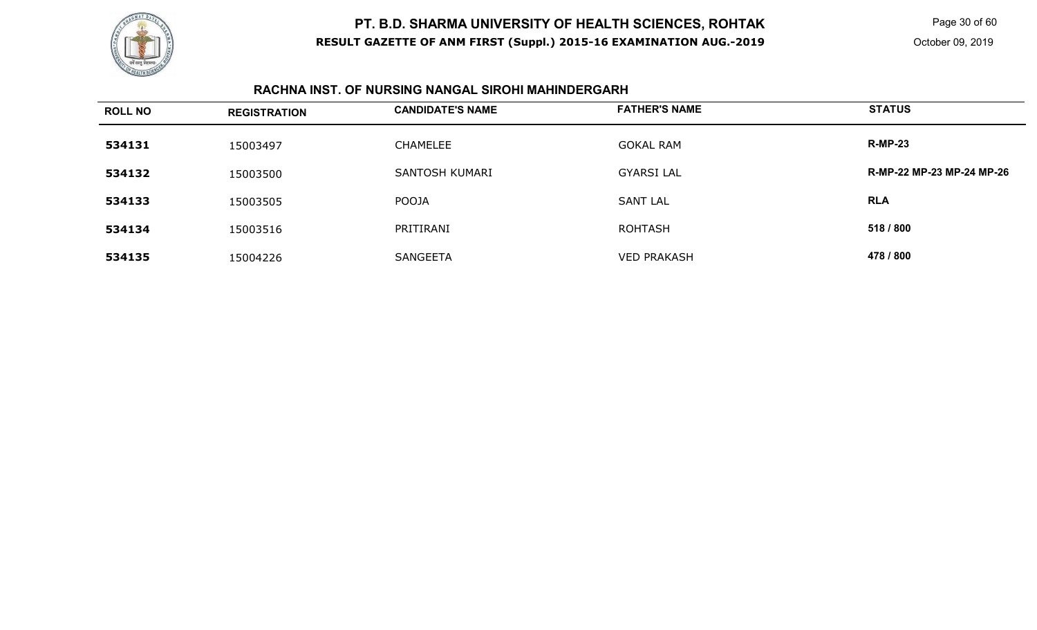# PT. B.D. SHARMA UNIVERSITY OF HEALTH SCIENCES, ROHTAK

**RESULT GAZETTE OF ANM FIRST (Suppl.) 2015-16 EXAMINATION AUG.-2019**

October 09, 2019

## RACHNA INST. OF NURSING NANGAL SIROHI MAHINDERGARH

| ROLL NO | REGISTRATION | CANDIDATE'S NAME | FATHER'S NAME | STATUS |
|---|---|---|---|---|
| **534131** | 15003497 | CHAMELEE | GOKAL RAM | **R-MP-23** |
| **534132** | 15003500 | SANTOSH KUMARI | GYARSI LAL | **R-MP-22 MP-23 MP-24 MP-26** |
| **534133** | 15003505 | POOJA | SANT LAL | **RLA** |
| **534134** | 15003516 | PRITIRANI | ROHTASH | **518 / 800** |
| **534135** | 15004226 | SANGEETA | VED PRAKASH | **478 / 800** |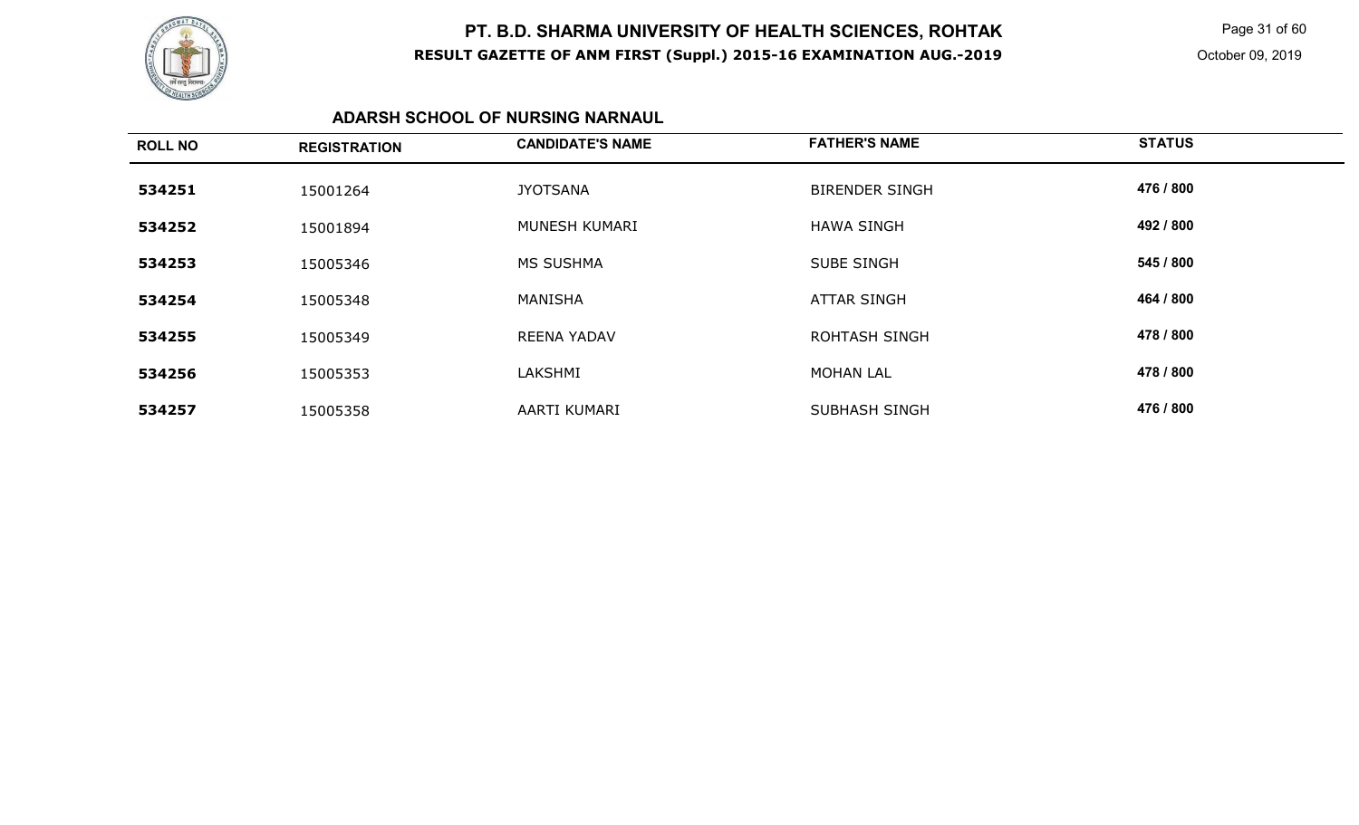## ADARSH SCHOOL OF NURSING NARNAUL

| ROLL NO | REGISTRATION | CANDIDATE'S NAME | FATHER'S NAME | STATUS |
|---|---|---|---|---|
| 534251 | 15001264 | JYOTSANA | BIRENDER SINGH | 476 / 800 |
| 534252 | 15001894 | MUNESH KUMARI | HAWA SINGH | 492 / 800 |
| 534253 | 15005346 | MS SUSHMA | SUBE SINGH | 545 / 800 |
| 534254 | 15005348 | MANISHA | ATTAR SINGH | 464 / 800 |
| 534255 | 15005349 | REENA YADAV | ROHTASH SINGH | 478 / 800 |
| 534256 | 15005353 | LAKSHMI | MOHAN LAL | 478 / 800 |
| 534257 | 15005358 | AARTI KUMARI | SUBHASH SINGH | 476 / 800 |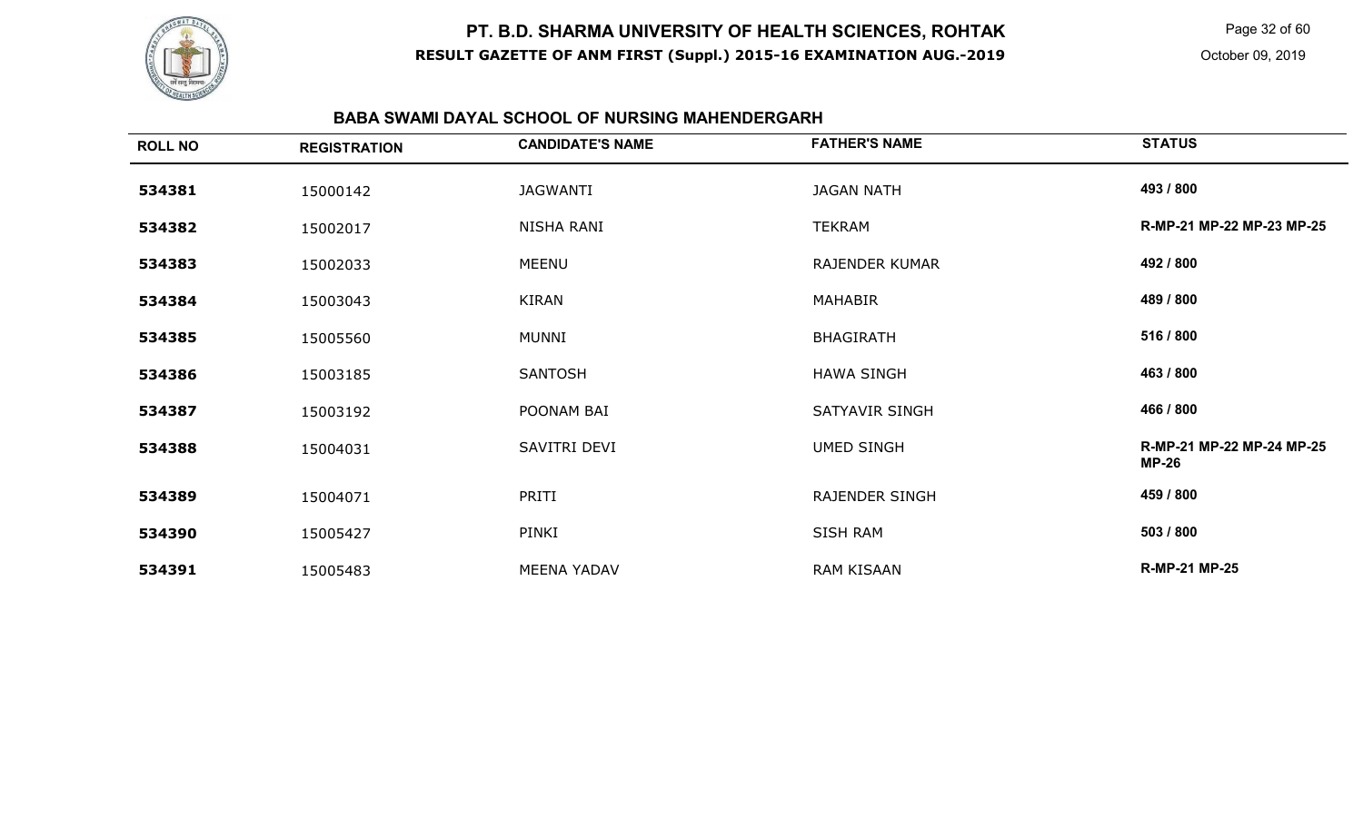# PT. B.D. SHARMA UNIVERSITY OF HEALTH SCIENCES, ROHTAK

**RESULT GAZETTE OF ANM FIRST (Suppl.) 2015-16 EXAMINATION AUG.-2019**

October 09, 2019

## BABA SWAMI DAYAL SCHOOL OF NURSING MAHENDERGARH

| ROLL NO | REGISTRATION | CANDIDATE'S NAME | FATHER'S NAME | STATUS |
|---|---|---|---|---|
| **534381** | 15000142 | JAGWANTI | JAGAN NATH | **493 / 800** |
| **534382** | 15002017 | NISHA RANI | TEKRAM | **R-MP-21 MP-22 MP-23 MP-25** |
| **534383** | 15002033 | MEENU | RAJENDER KUMAR | **492 / 800** |
| **534384** | 15003043 | KIRAN | MAHABIR | **489 / 800** |
| **534385** | 15005560 | MUNNI | BHAGIRATH | **516 / 800** |
| **534386** | 15003185 | SANTOSH | HAWA SINGH | **463 / 800** |
| **534387** | 15003192 | POONAM BAI | SATYAVIR SINGH | **466 / 800** |
| **534388** | 15004031 | SAVITRI DEVI | UMED SINGH | **R-MP-21 MP-22 MP-24 MP-25 MP-26** |
| **534389** | 15004071 | PRITI | RAJENDER SINGH | **459 / 800** |
| **534390** | 15005427 | PINKI | SISH RAM | **503 / 800** |
| **534391** | 15005483 | MEENA YADAV | RAM KISAAN | **R-MP-21 MP-25** |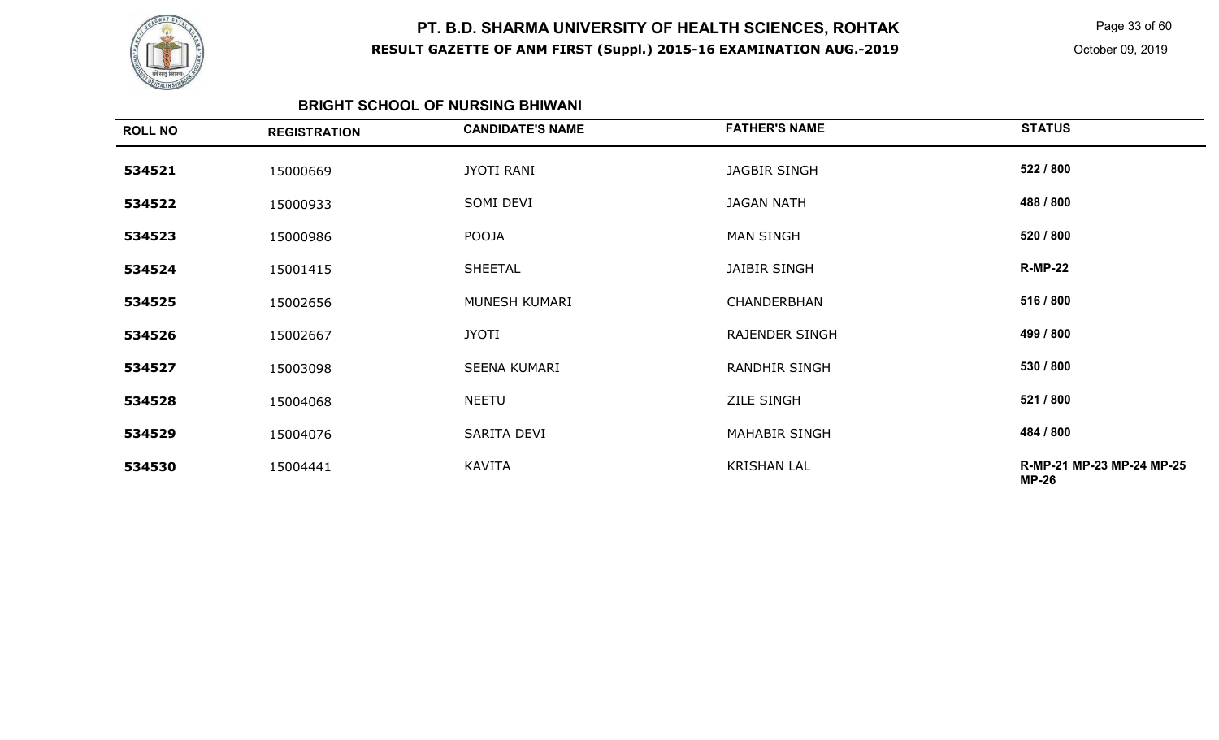# PT. B.D. SHARMA UNIVERSITY OF HEALTH SCIENCES, ROHTAK

**RESULT GAZETTE OF ANM FIRST (Suppl.) 2015-16 EXAMINATION AUG.-2019**

October 09, 2019

## BRIGHT SCHOOL OF NURSING BHIWANI

| ROLL NO | REGISTRATION | CANDIDATE'S NAME | FATHER'S NAME | STATUS |
|---|---|---|---|---|
| 534521 | 15000669 | JYOTI RANI | JAGBIR SINGH | 522 / 800 |
| 534522 | 15000933 | SOMI DEVI | JAGAN NATH | 488 / 800 |
| 534523 | 15000986 | POOJA | MAN SINGH | 520 / 800 |
| 534524 | 15001415 | SHEETAL | JAIBIR SINGH | R-MP-22 |
| 534525 | 15002656 | MUNESH KUMARI | CHANDERBHAN | 516 / 800 |
| 534526 | 15002667 | JYOTI | RAJENDER SINGH | 499 / 800 |
| 534527 | 15003098 | SEENA KUMARI | RANDHIR SINGH | 530 / 800 |
| 534528 | 15004068 | NEETU | ZILE SINGH | 521 / 800 |
| 534529 | 15004076 | SARITA DEVI | MAHABIR SINGH | 484 / 800 |
| 534530 | 15004441 | KAVITA | KRISHAN LAL | R-MP-21 MP-23 MP-24 MP-25 MP-26 |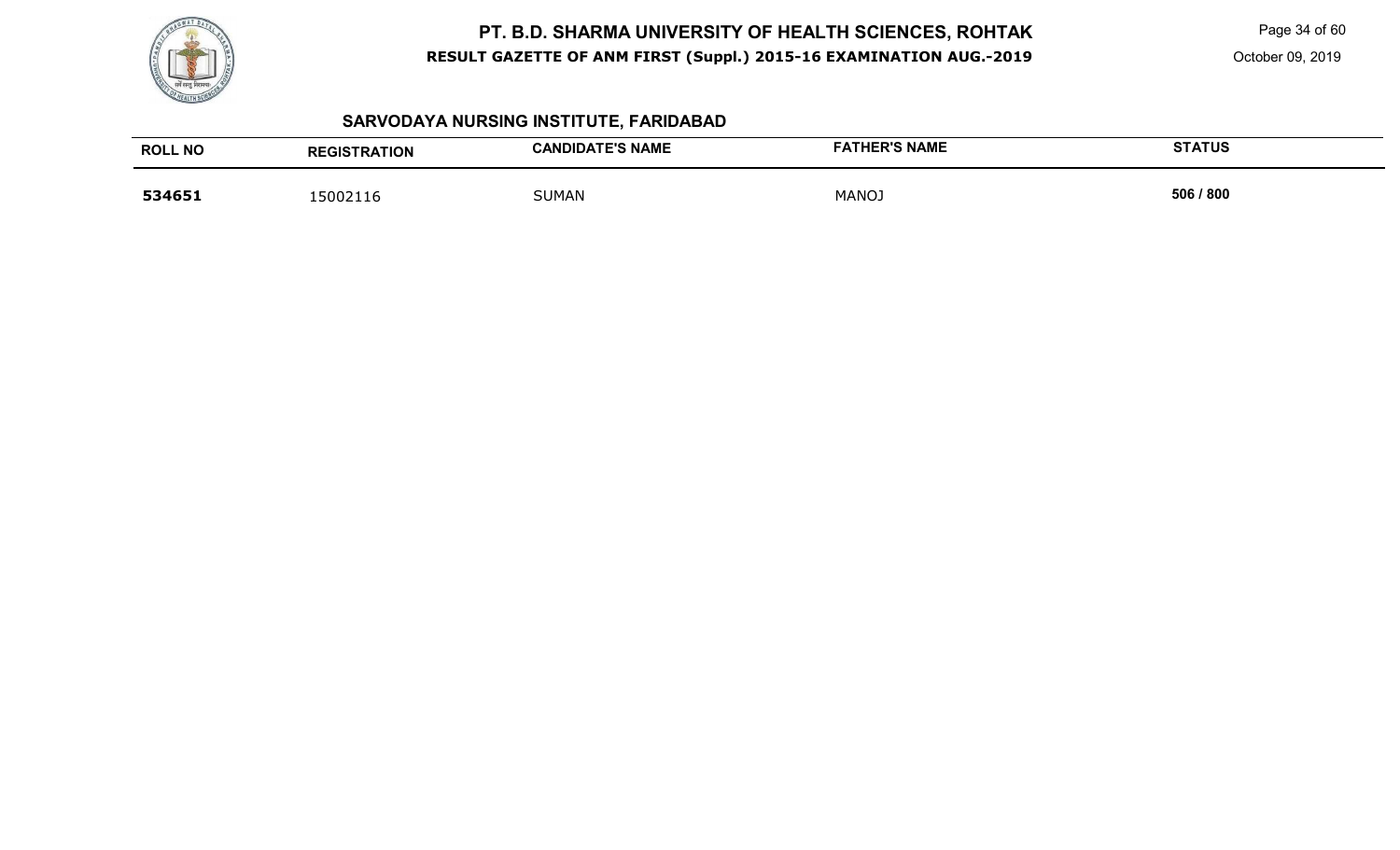## SARVODAYA NURSING INSTITUTE, FARIDABAD

| ROLL NO | REGISTRATION | CANDIDATE'S NAME | FATHER'S NAME | STATUS |
|---|---|---|---|---|
| **534651** | 15002116 | SUMAN | MANOJ | **506 / 800** |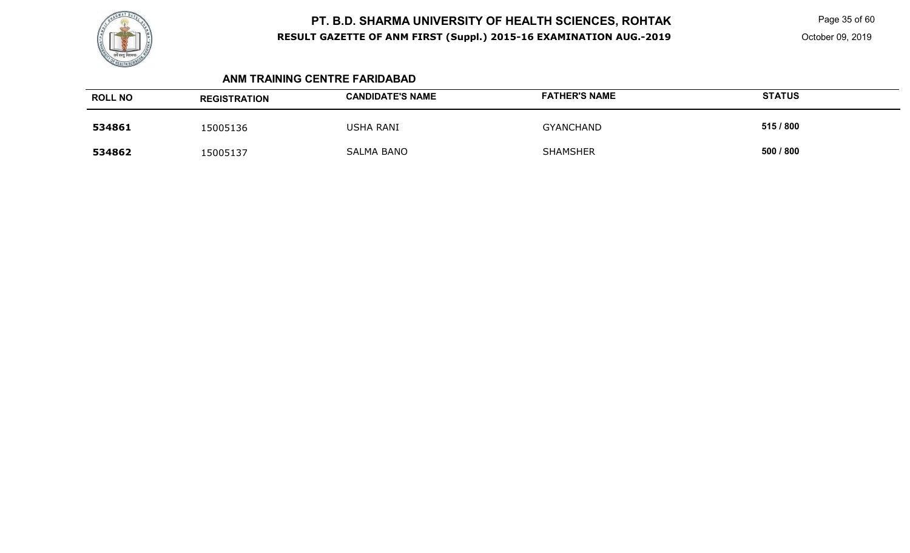### ANM TRAINING CENTRE FARIDABAD

| ROLL NO | REGISTRATION | CANDIDATE'S NAME | FATHER'S NAME | STATUS |
|---|---|---|---|---|
| **534861** | 15005136 | USHA RANI | GYANCHAND | **515 / 800** |
| **534862** | 15005137 | SALMA BANO | SHAMSHER | **500 / 800** |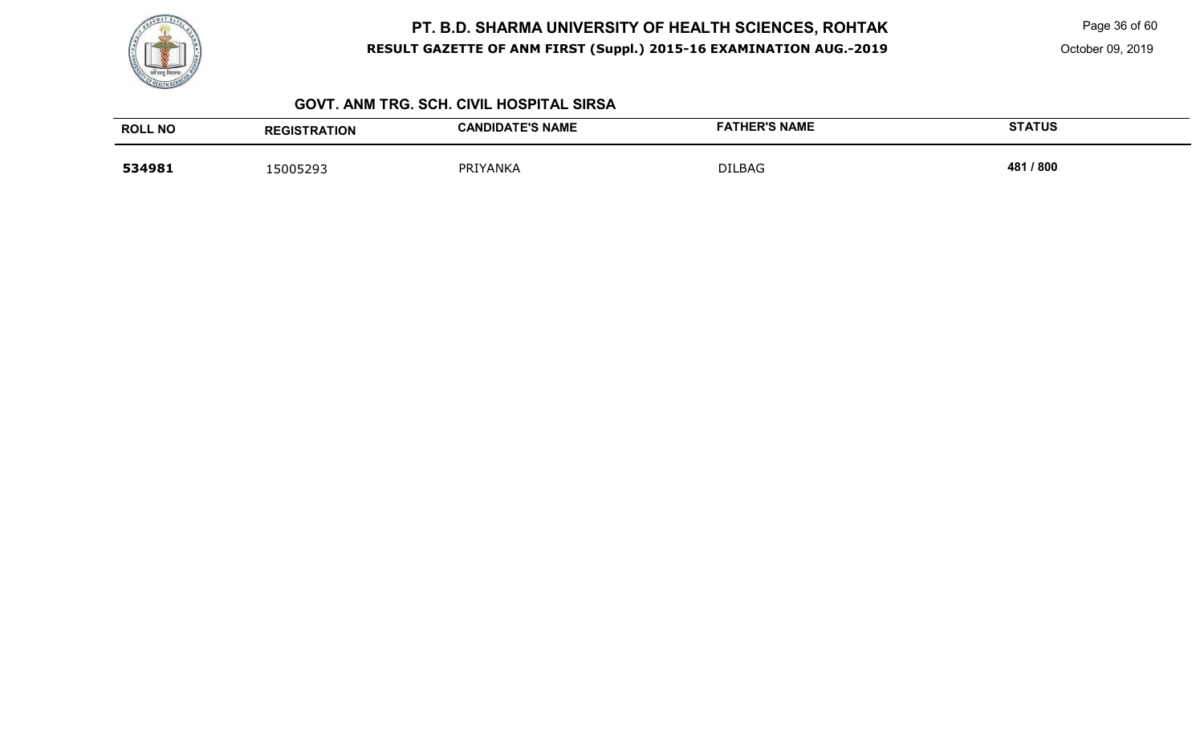## GOVT. ANM TRG. SCH. CIVIL HOSPITAL SIRSA

| ROLL NO | REGISTRATION | CANDIDATE'S NAME | FATHER'S NAME | STATUS |
|---|---|---|---|---|
| **534981** | 15005293 | PRIYANKA | DILBAG | **481 / 800** |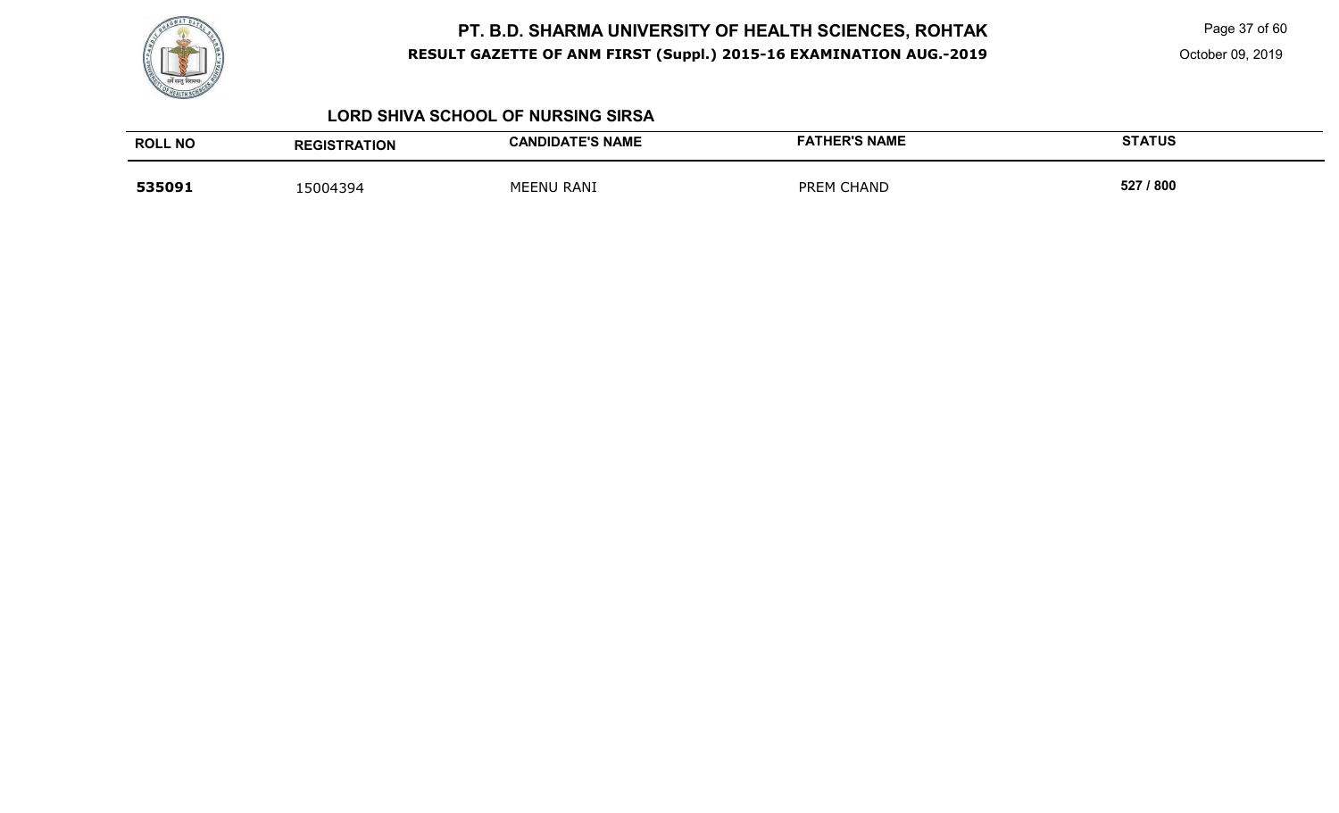## LORD SHIVA SCHOOL OF NURSING SIRSA

| ROLL NO | REGISTRATION | CANDIDATE'S NAME | FATHER'S NAME | STATUS |
|---|---|---|---|---|
| **535091** | 15004394 | MEENU RANI | PREM CHAND | **527 / 800** |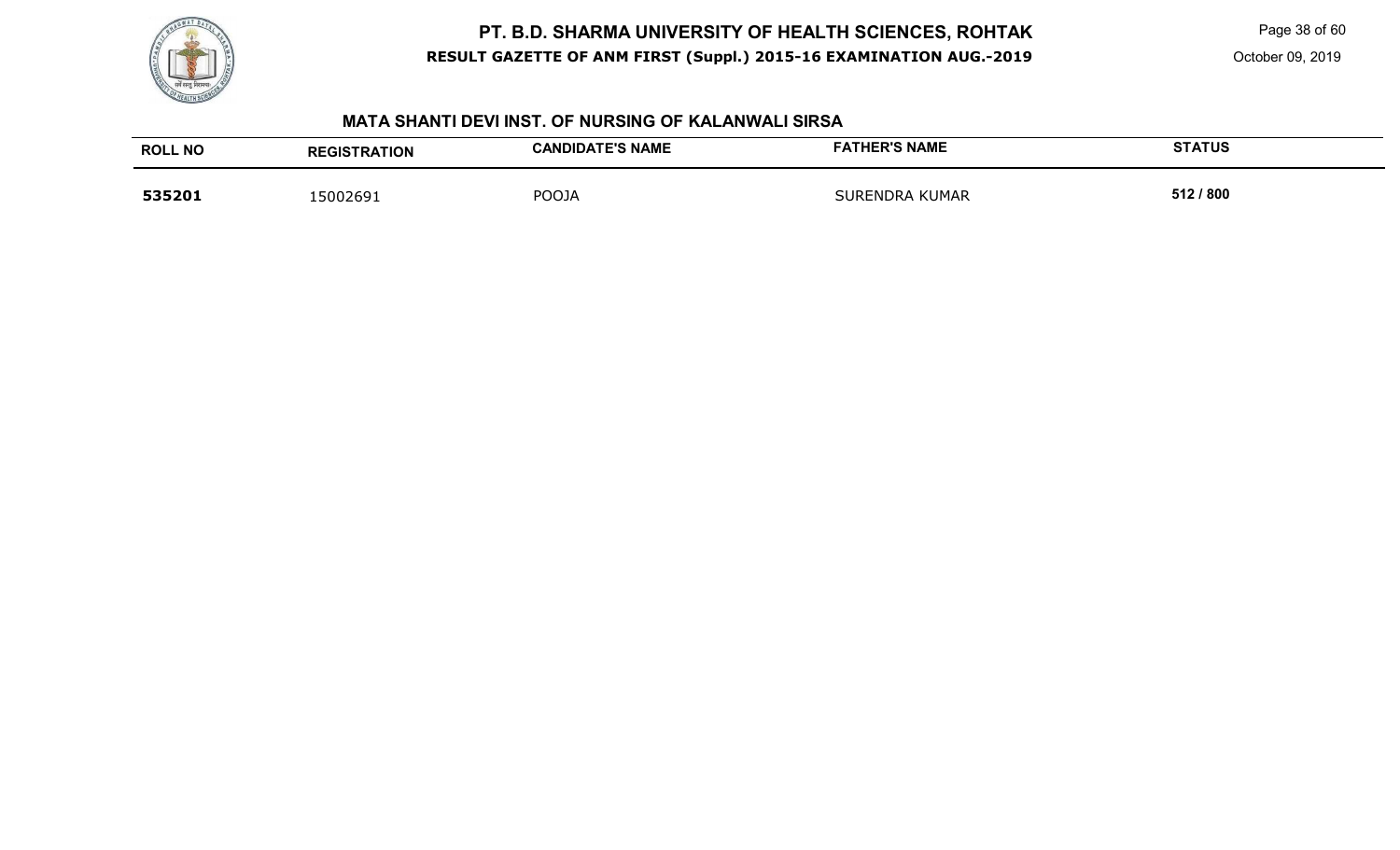## MATA SHANTI DEVI INST. OF NURSING OF KALANWALI SIRSA

| ROLL NO | REGISTRATION | CANDIDATE'S NAME | FATHER'S NAME | STATUS |
|---|---|---|---|---|
| **535201** | 15002691 | POOJA | SURENDRA KUMAR | **512 / 800** |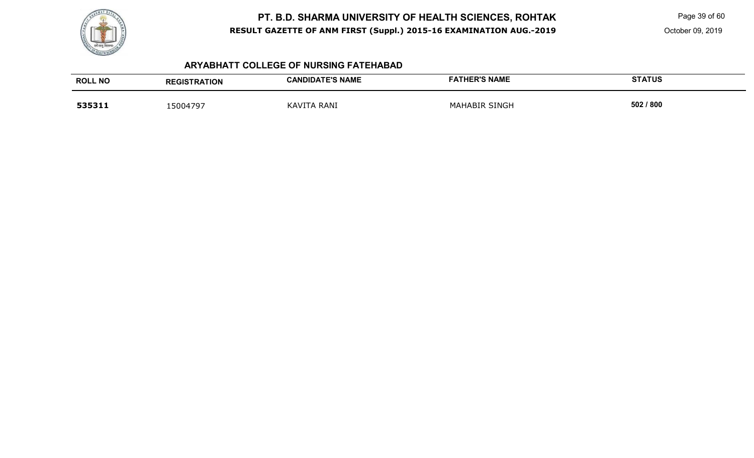## ARYABHATT COLLEGE OF NURSING FATEHABAD

| ROLL NO | REGISTRATION | CANDIDATE'S NAME | FATHER'S NAME | STATUS |
|---|---|---|---|---|
| **535311** | 15004797 | KAVITA RANI | MAHABIR SINGH | **502 / 800** |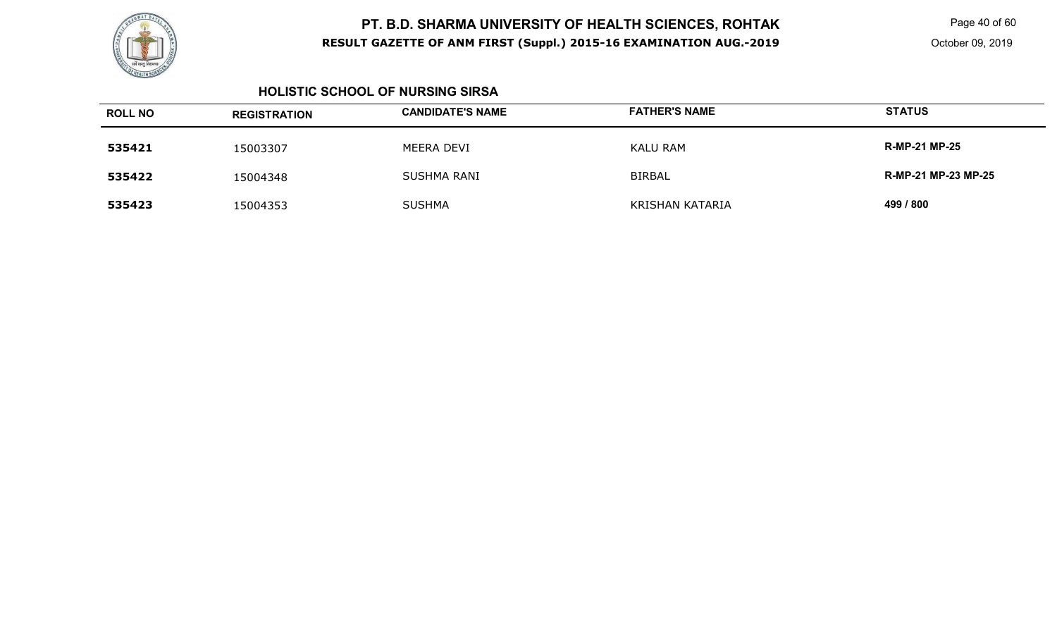## HOLISTIC SCHOOL OF NURSING SIRSA

| ROLL NO | REGISTRATION | CANDIDATE'S NAME | FATHER'S NAME | STATUS |
|---|---|---|---|---|
| 535421 | 15003307 | MEERA DEVI | KALU RAM | R-MP-21 MP-25 |
| 535422 | 15004348 | SUSHMA RANI | BIRBAL | R-MP-21 MP-23 MP-25 |
| 535423 | 15004353 | SUSHMA | KRISHAN KATARIA | 499 / 800 |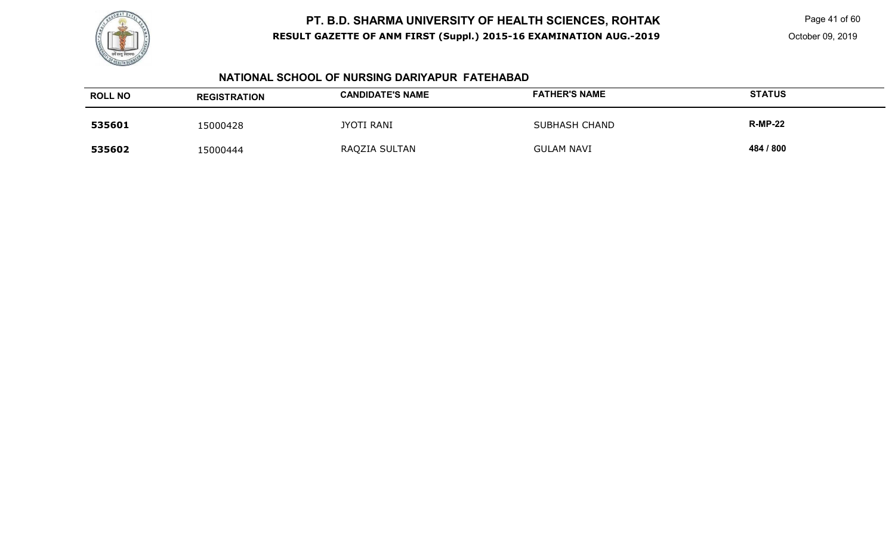## NATIONAL SCHOOL OF NURSING DARIYAPUR FATEHABAD

| ROLL NO | REGISTRATION | CANDIDATE'S NAME | FATHER'S NAME | STATUS |
|---|---|---|---|---|
| **535601** | 15000428 | JYOTI RANI | SUBHASH CHAND | **R-MP-22** |
| **535602** | 15000444 | RAQZIA SULTAN | GULAM NAVI | **484 / 800** |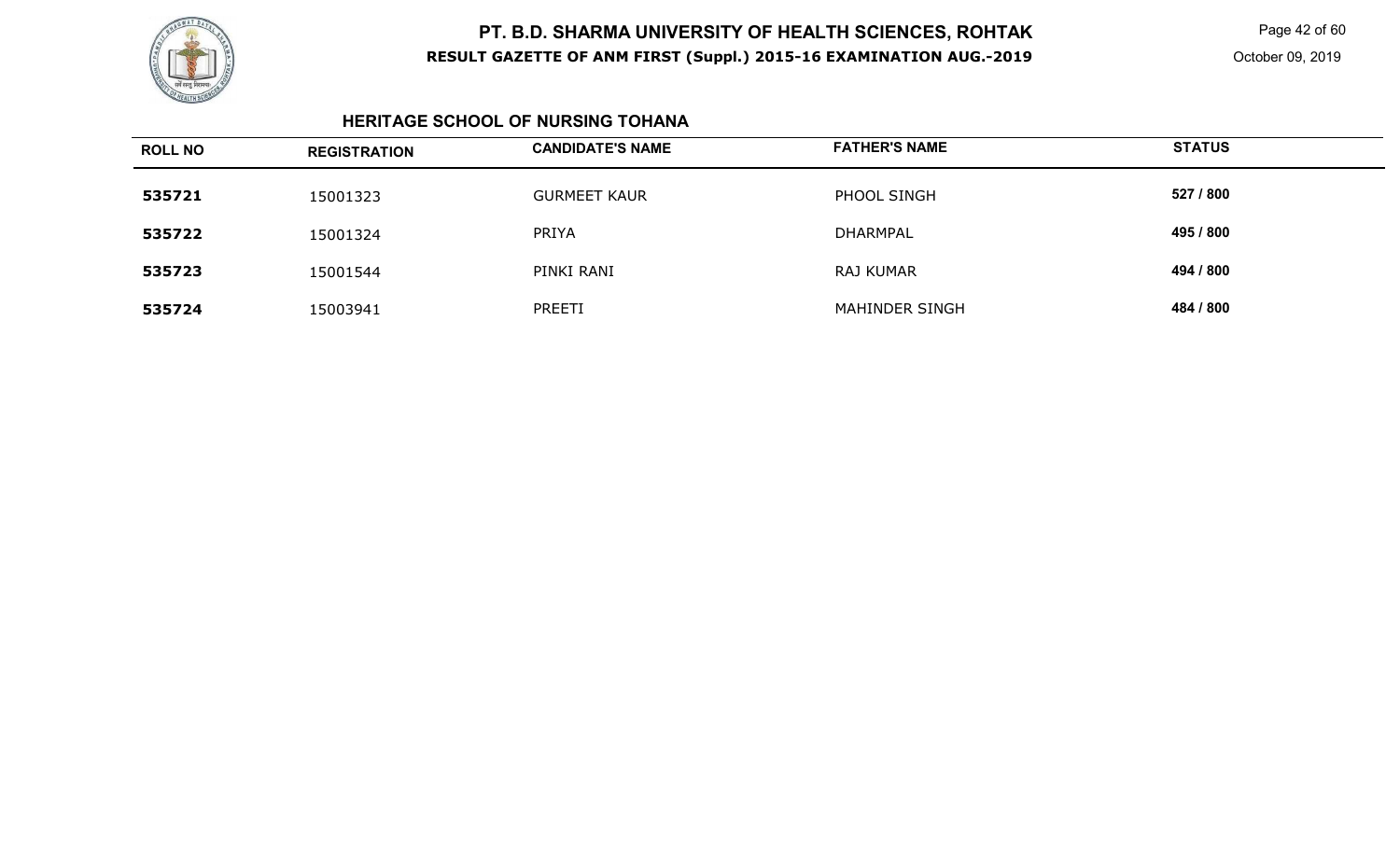## HERITAGE SCHOOL OF NURSING TOHANA

| ROLL NO | REGISTRATION | CANDIDATE'S NAME | FATHER'S NAME | STATUS |
|---|---|---|---|---|
| **535721** | 15001323 | GURMEET KAUR | PHOOL SINGH | **527 / 800** |
| **535722** | 15001324 | PRIYA | DHARMPAL | **495 / 800** |
| **535723** | 15001544 | PINKI RANI | RAJ KUMAR | **494 / 800** |
| **535724** | 15003941 | PREETI | MAHINDER SINGH | **484 / 800** |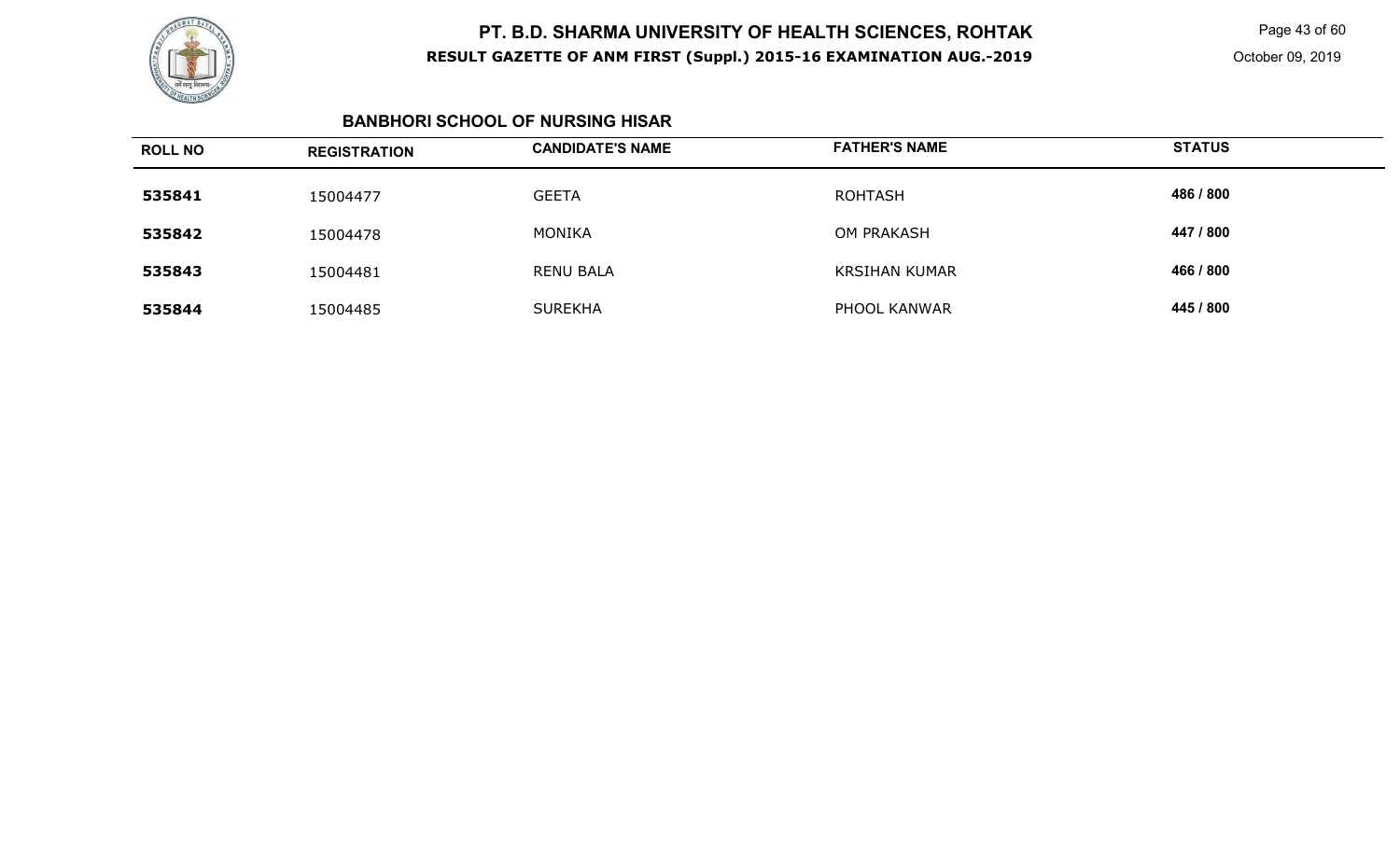## BANBHORI SCHOOL OF NURSING HISAR

| ROLL NO | REGISTRATION | CANDIDATE'S NAME | FATHER'S NAME | STATUS |
| --- | --- | --- | --- | --- |
| 535841 | 15004477 | GEETA | ROHTASH | 486 / 800 |
| 535842 | 15004478 | MONIKA | OM PRAKASH | 447 / 800 |
| 535843 | 15004481 | RENU BALA | KRSIHAN KUMAR | 466 / 800 |
| 535844 | 15004485 | SUREKHA | PHOOL KANWAR | 445 / 800 |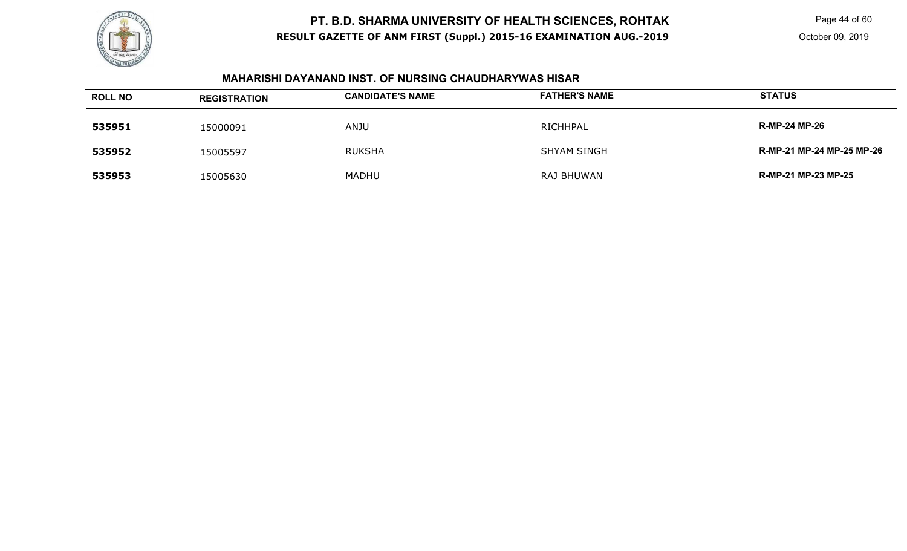# PT. B.D. SHARMA UNIVERSITY OF HEALTH SCIENCES, ROHTAK

**RESULT GAZETTE OF ANM FIRST (Suppl.) 2015-16 EXAMINATION AUG.-2019**

October 09, 2019

## MAHARISHI DAYANAND INST. OF NURSING CHAUDHARYWAS HISAR

| ROLL NO | REGISTRATION | CANDIDATE'S NAME | FATHER'S NAME | STATUS |
|---|---|---|---|---|
| **535951** | 15000091 | ANJU | RICHHPAL | **R-MP-24 MP-26** |
| **535952** | 15005597 | RUKSHA | SHYAM SINGH | **R-MP-21 MP-24 MP-25 MP-26** |
| **535953** | 15005630 | MADHU | RAJ BHUWAN | **R-MP-21 MP-23 MP-25** |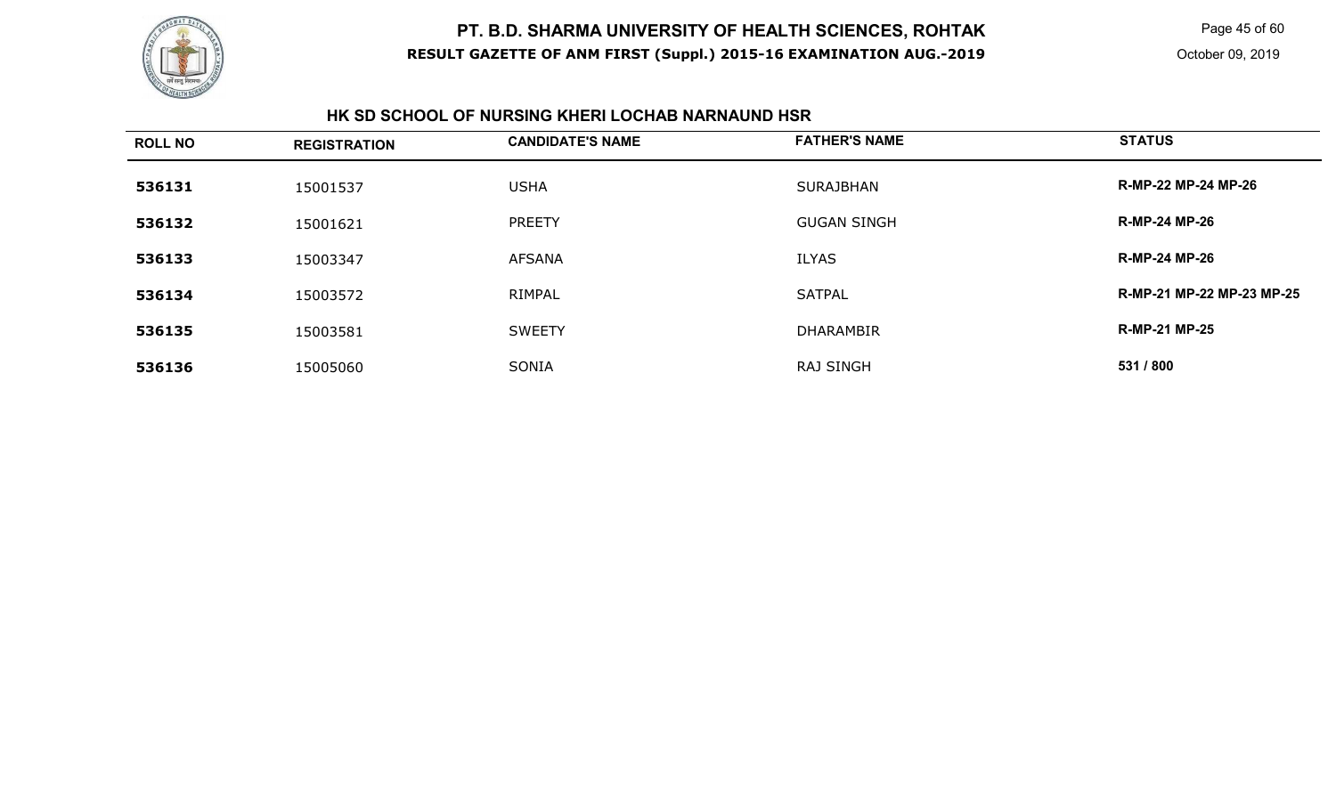# PT. B.D. SHARMA UNIVERSITY OF HEALTH SCIENCES, ROHTAK

**RESULT GAZETTE OF ANM FIRST (Suppl.) 2015-16 EXAMINATION AUG.-2019**

October 09, 2019

## HK SD SCHOOL OF NURSING KHERI LOCHAB NARNAUND HSR

| ROLL NO | REGISTRATION | CANDIDATE'S NAME | FATHER'S NAME | STATUS |
|---|---|---|---|---|
| **536131** | 15001537 | USHA | SURAJBHAN | **R-MP-22 MP-24 MP-26** |
| **536132** | 15001621 | PREETY | GUGAN SINGH | **R-MP-24 MP-26** |
| **536133** | 15003347 | AFSANA | ILYAS | **R-MP-24 MP-26** |
| **536134** | 15003572 | RIMPAL | SATPAL | **R-MP-21 MP-22 MP-23 MP-25** |
| **536135** | 15003581 | SWEETY | DHARAMBIR | **R-MP-21 MP-25** |
| **536136** | 15005060 | SONIA | RAJ SINGH | **531 / 800** |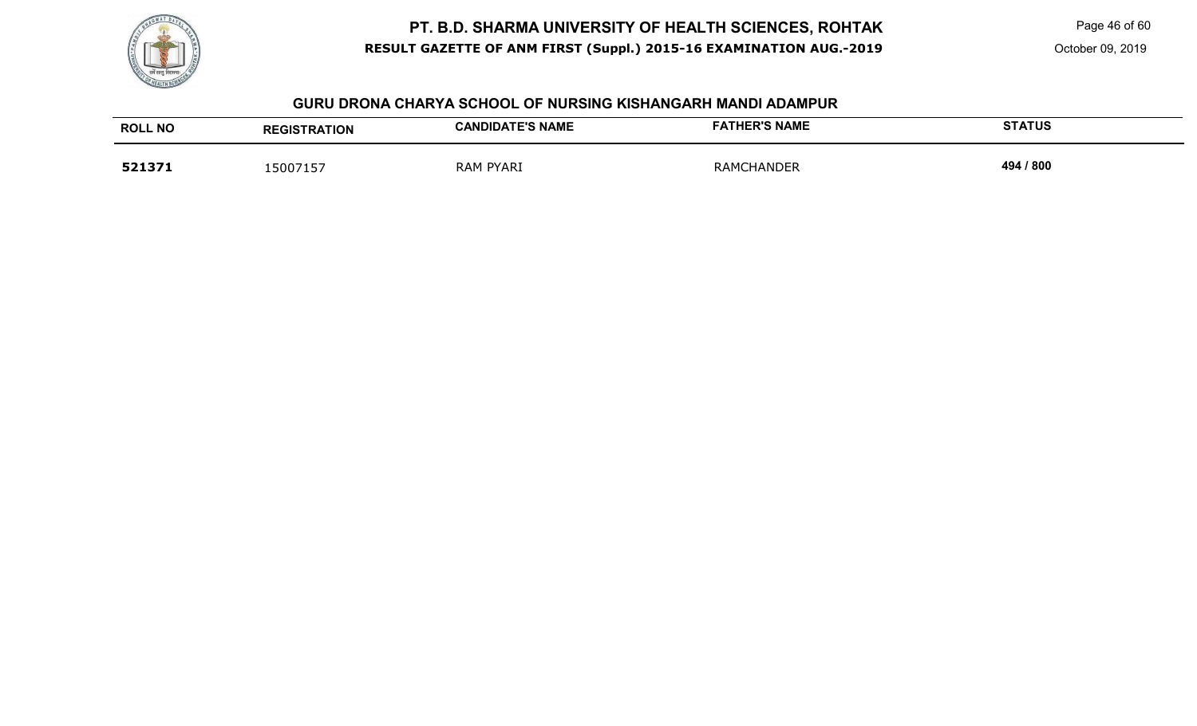## GURU DRONA CHARYA SCHOOL OF NURSING KISHANGARH MANDI ADAMPUR

| ROLL NO | REGISTRATION | CANDIDATE'S NAME | FATHER'S NAME | STATUS |
|---|---|---|---|---|
| **521371** | 15007157 | RAM PYARI | RAMCHANDER | **494 / 800** |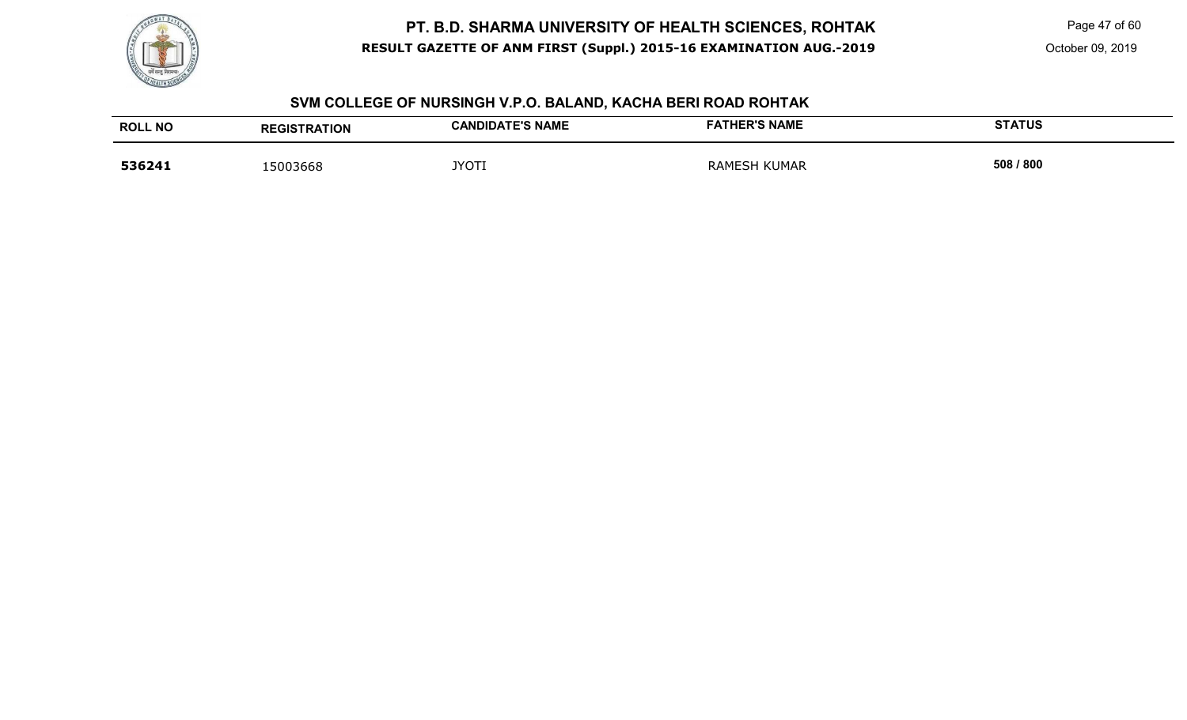# PT. B.D. SHARMA UNIVERSITY OF HEALTH SCIENCES, ROHTAK

**RESULT GAZETTE OF ANM FIRST (Suppl.) 2015-16 EXAMINATION AUG.-2019**

October 09, 2019

## SVM COLLEGE OF NURSINGH V.P.O. BALAND, KACHA BERI ROAD ROHTAK

| ROLL NO | REGISTRATION | CANDIDATE'S NAME | FATHER'S NAME | STATUS |
|---|---|---|---|---|
| **536241** | 15003668 | JYOTI | RAMESH KUMAR | **508 / 800** |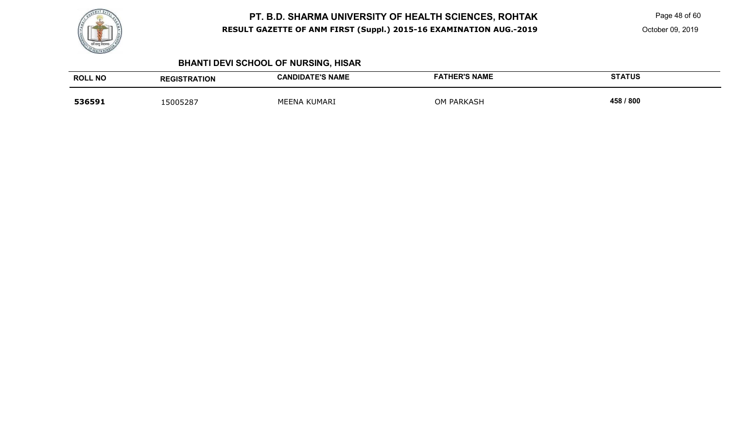## BHANTI DEVI SCHOOL OF NURSING, HISAR

| ROLL NO | REGISTRATION | CANDIDATE'S NAME | FATHER'S NAME | STATUS |
|---|---|---|---|---|
| **536591** | 15005287 | MEENA KUMARI | OM PARKASH | **458 / 800** |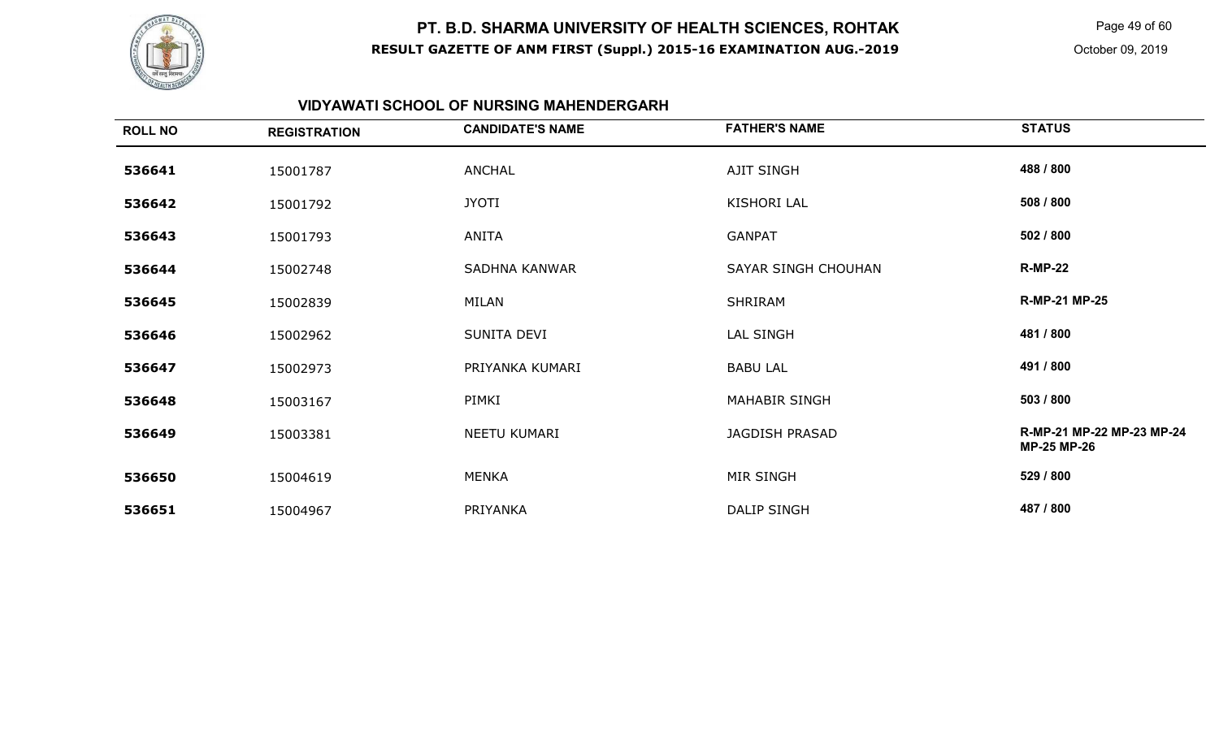# PT. B.D. SHARMA UNIVERSITY OF HEALTH SCIENCES, ROHTAK

**RESULT GAZETTE OF ANM FIRST (Suppl.) 2015-16 EXAMINATION AUG.-2019**

October 09, 2019

## VIDYAWATI SCHOOL OF NURSING MAHENDERGARH

| ROLL NO | REGISTRATION | CANDIDATE'S NAME | FATHER'S NAME | STATUS |
|---|---|---|---|---|
| 536641 | 15001787 | ANCHAL | AJIT SINGH | 488 / 800 |
| 536642 | 15001792 | JYOTI | KISHORI LAL | 508 / 800 |
| 536643 | 15001793 | ANITA | GANPAT | 502 / 800 |
| 536644 | 15002748 | SADHNA KANWAR | SAYAR SINGH CHOUHAN | R-MP-22 |
| 536645 | 15002839 | MILAN | SHRIRAM | R-MP-21 MP-25 |
| 536646 | 15002962 | SUNITA DEVI | LAL SINGH | 481 / 800 |
| 536647 | 15002973 | PRIYANKA KUMARI | BABU LAL | 491 / 800 |
| 536648 | 15003167 | PIMKI | MAHABIR SINGH | 503 / 800 |
| 536649 | 15003381 | NEETU KUMARI | JAGDISH PRASAD | R-MP-21 MP-22 MP-23 MP-24 MP-25 MP-26 |
| 536650 | 15004619 | MENKA | MIR SINGH | 529 / 800 |
| 536651 | 15004967 | PRIYANKA | DALIP SINGH | 487 / 800 |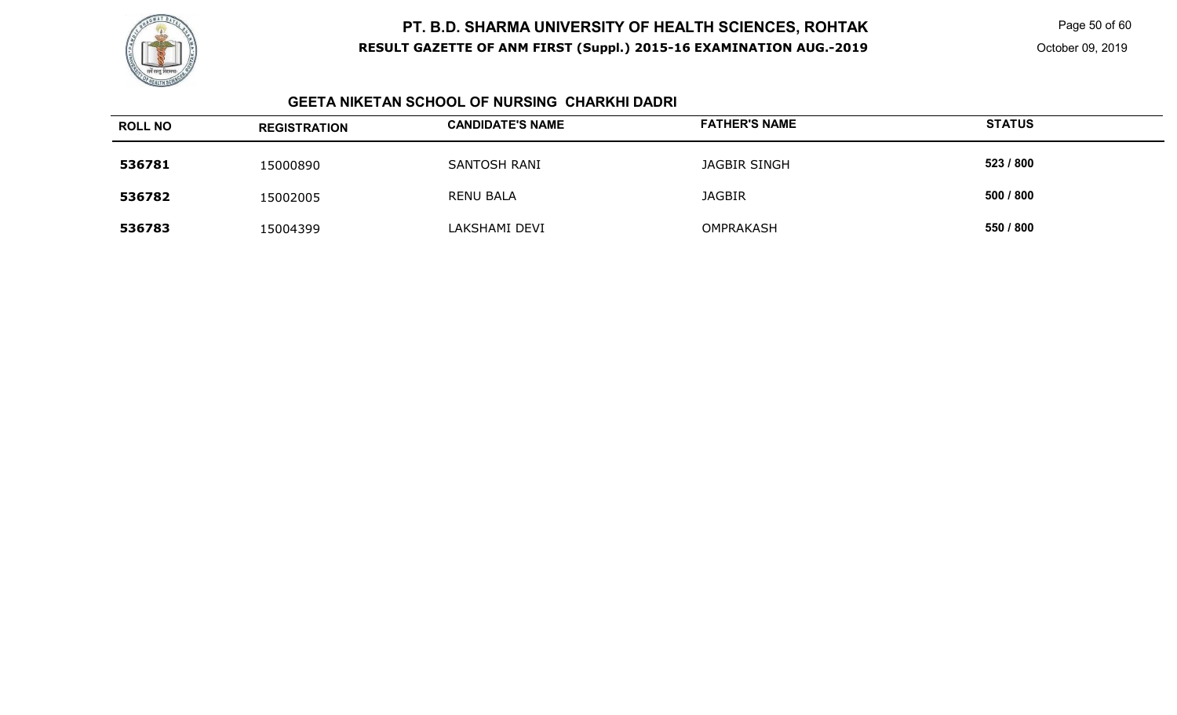## GEETA NIKETAN SCHOOL OF NURSING CHARKHI DADRI

| ROLL NO | REGISTRATION | CANDIDATE'S NAME | FATHER'S NAME | STATUS |
|---|---|---|---|---|
| 536781 | 15000890 | SANTOSH RANI | JAGBIR SINGH | 523 / 800 |
| 536782 | 15002005 | RENU BALA | JAGBIR | 500 / 800 |
| 536783 | 15004399 | LAKSHAMI DEVI | OMPRAKASH | 550 / 800 |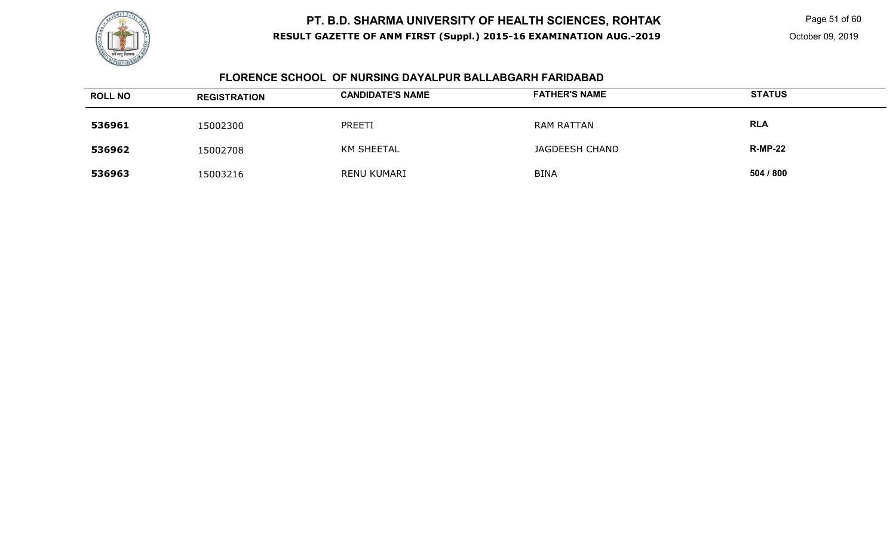## FLORENCE SCHOOL OF NURSING DAYALPUR BALLABGARH FARIDABAD

| ROLL NO | REGISTRATION | CANDIDATE'S NAME | FATHER'S NAME | STATUS |
|---|---|---|---|---|
| **536961** | 15002300 | PREETI | RAM RATTAN | **RLA** |
| **536962** | 15002708 | KM SHEETAL | JAGDEESH CHAND | **R-MP-22** |
| **536963** | 15003216 | RENU KUMARI | BINA | **504 / 800** |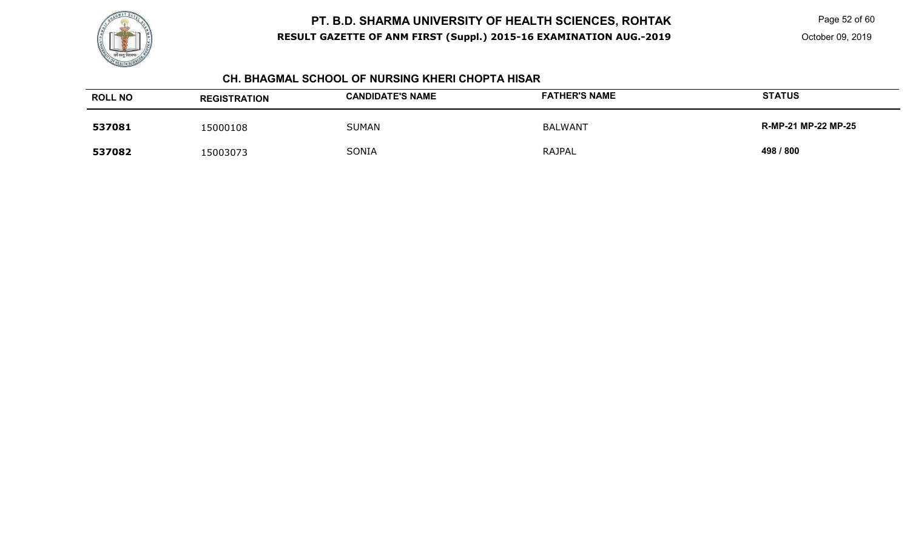# PT. B.D. SHARMA UNIVERSITY OF HEALTH SCIENCES, ROHTAK

**RESULT GAZETTE OF ANM FIRST (Suppl.) 2015-16 EXAMINATION AUG.-2019**

October 09, 2019

### CH. BHAGMAL SCHOOL OF NURSING KHERI CHOPTA HISAR

| ROLL NO | REGISTRATION | CANDIDATE'S NAME | FATHER'S NAME | STATUS |
|---|---|---|---|---|
| **537081** | 15000108 | SUMAN | BALWANT | **R-MP-21 MP-22 MP-25** |
| **537082** | 15003073 | SONIA | RAJPAL | **498 / 800** |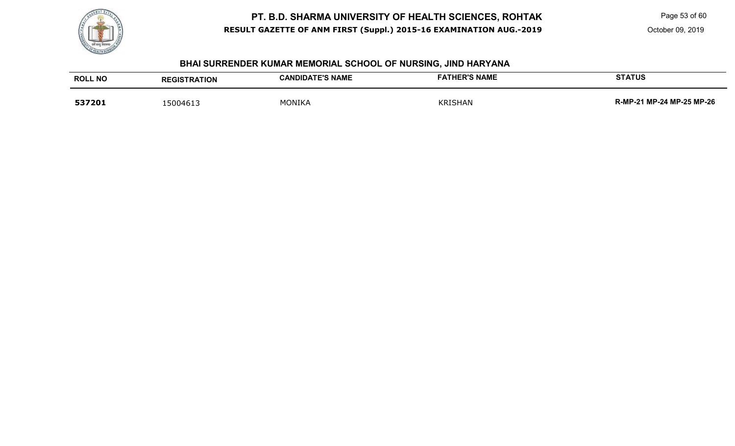# PT. B.D. SHARMA UNIVERSITY OF HEALTH SCIENCES, ROHTAK

**RESULT GAZETTE OF ANM FIRST (Suppl.) 2015-16 EXAMINATION AUG.-2019**

October 09, 2019

## BHAI SURRENDER KUMAR MEMORIAL SCHOOL OF NURSING, JIND HARYANA

| ROLL NO | REGISTRATION | CANDIDATE'S NAME | FATHER'S NAME | STATUS |
|---|---|---|---|---|
| **537201** | 15004613 | MONIKA | KRISHAN | **R-MP-21 MP-24 MP-25 MP-26** |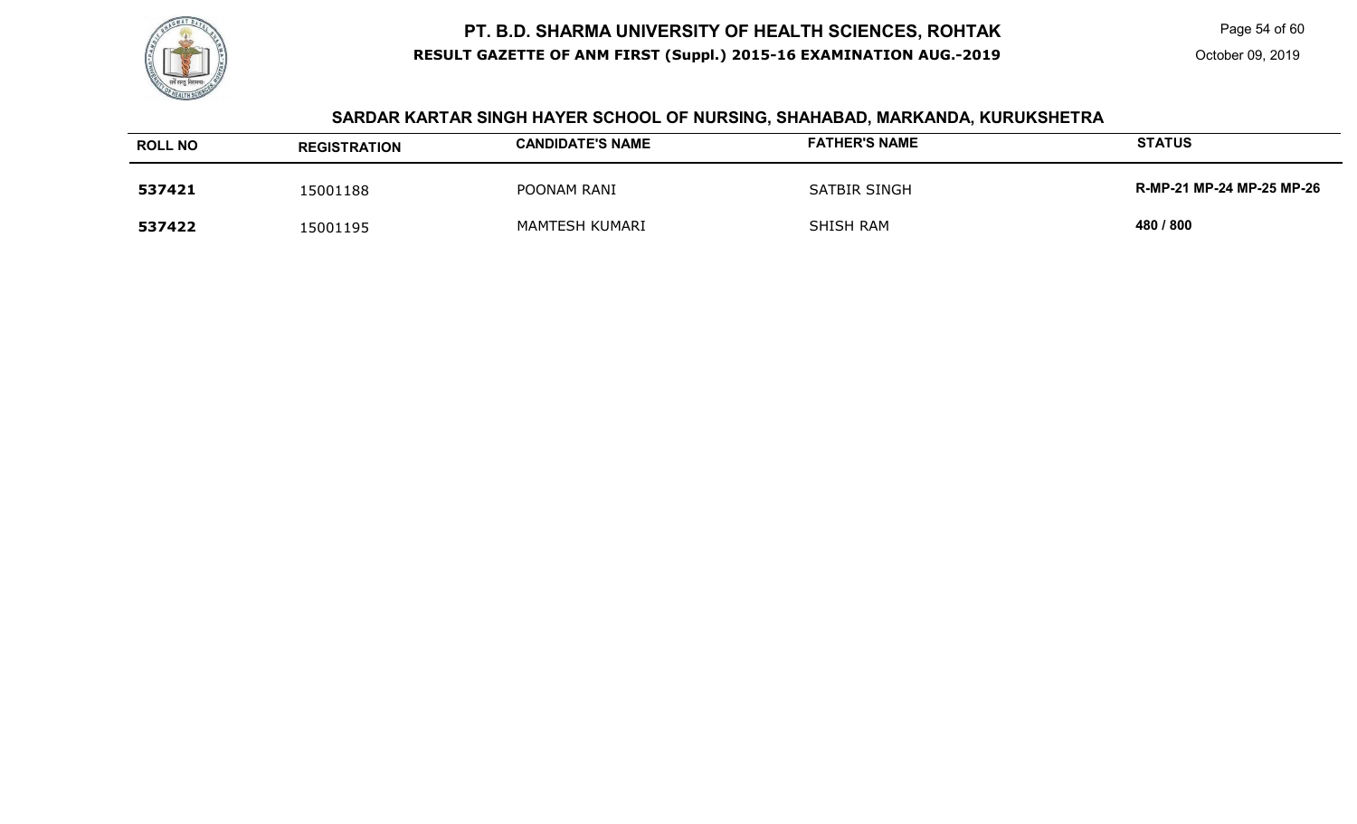## SARDAR KARTAR SINGH HAYER SCHOOL OF NURSING, SHAHABAD, MARKANDA, KURUKSHETRA

| ROLL NO | REGISTRATION | CANDIDATE'S NAME | FATHER'S NAME | STATUS |
|---|---|---|---|---|
| **537421** | 15001188 | POONAM RANI | SATBIR SINGH | **R-MP-21 MP-24 MP-25 MP-26** |
| **537422** | 15001195 | MAMTESH KUMARI | SHISH RAM | **480 / 800** |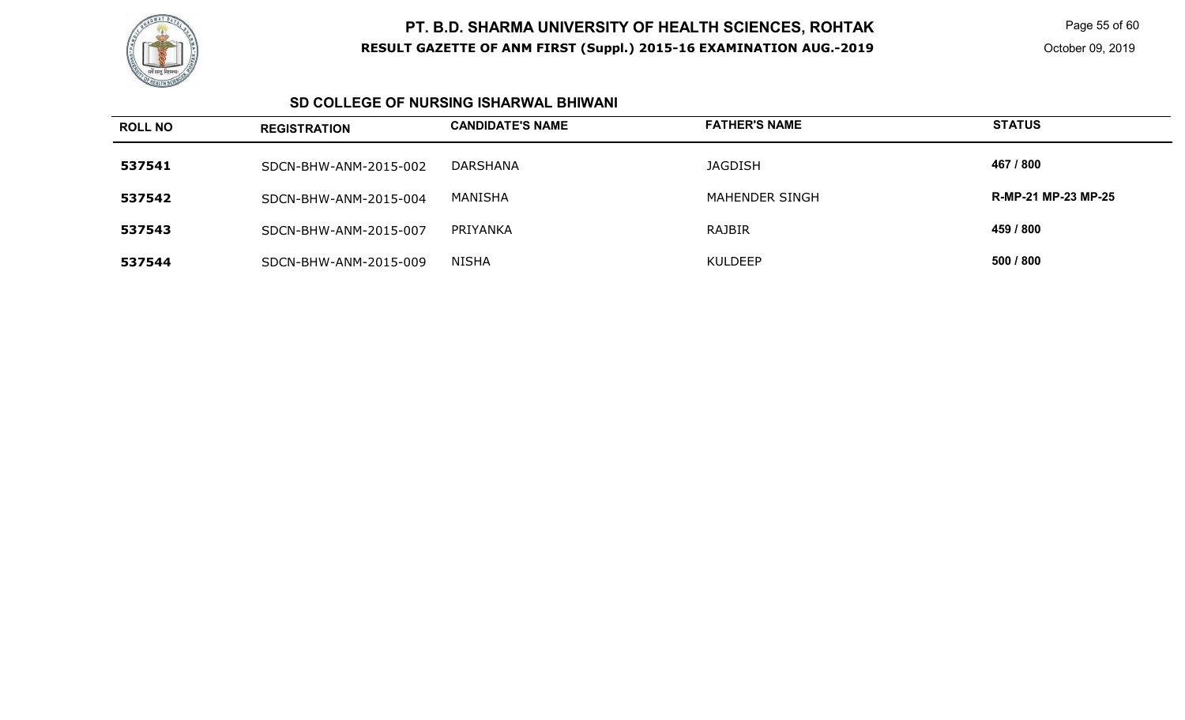# PT. B.D. SHARMA UNIVERSITY OF HEALTH SCIENCES, ROHTAK

**RESULT GAZETTE OF ANM FIRST (Suppl.) 2015-16 EXAMINATION AUG.-2019**

October 09, 2019

## SD COLLEGE OF NURSING ISHARWAL BHIWANI

| ROLL NO | REGISTRATION | CANDIDATE'S NAME | FATHER'S NAME | STATUS |
|---|---|---|---|---|
| **537541** | SDCN-BHW-ANM-2015-002 | DARSHANA | JAGDISH | **467 / 800** |
| **537542** | SDCN-BHW-ANM-2015-004 | MANISHA | MAHENDER SINGH | **R-MP-21 MP-23 MP-25** |
| **537543** | SDCN-BHW-ANM-2015-007 | PRIYANKA | RAJBIR | **459 / 800** |
| **537544** | SDCN-BHW-ANM-2015-009 | NISHA | KULDEEP | **500 / 800** |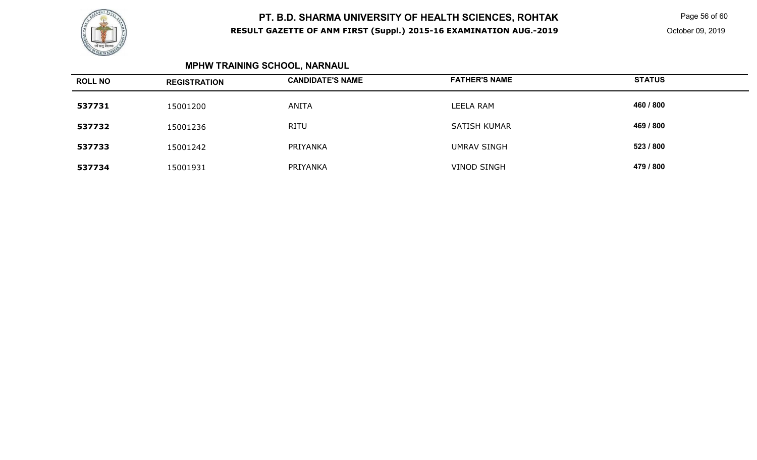## MPHW TRAINING SCHOOL, NARNAUL

| ROLL NO | REGISTRATION | CANDIDATE'S NAME | FATHER'S NAME | STATUS |
|---|---|---|---|---|
| 537731 | 15001200 | ANITA | LEELA RAM | 460 / 800 |
| 537732 | 15001236 | RITU | SATISH KUMAR | 469 / 800 |
| 537733 | 15001242 | PRIYANKA | UMRAV SINGH | 523 / 800 |
| 537734 | 15001931 | PRIYANKA | VINOD SINGH | 479 / 800 |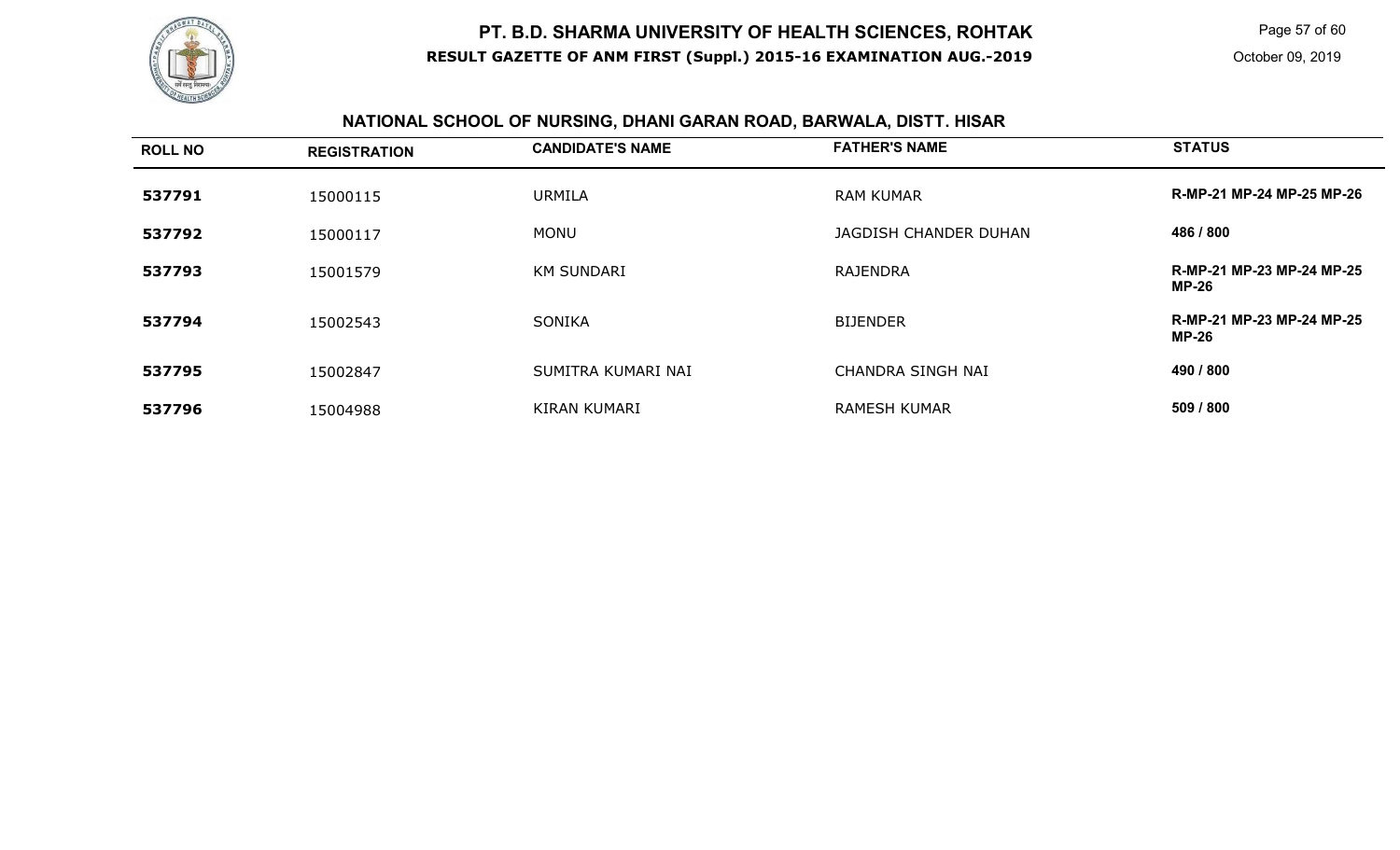# PT. B.D. SHARMA UNIVERSITY OF HEALTH SCIENCES, ROHTAK

**RESULT GAZETTE OF ANM FIRST (Suppl.) 2015-16 EXAMINATION AUG.-2019**

October 09, 2019

## NATIONAL SCHOOL OF NURSING, DHANI GARAN ROAD, BARWALA, DISTT. HISAR

| ROLL NO | REGISTRATION | CANDIDATE'S NAME | FATHER'S NAME | STATUS |
|---|---|---|---|---|
| **537791** | 15000115 | URMILA | RAM KUMAR | **R-MP-21 MP-24 MP-25 MP-26** |
| **537792** | 15000117 | MONU | JAGDISH CHANDER DUHAN | **486 / 800** |
| **537793** | 15001579 | KM SUNDARI | RAJENDRA | **R-MP-21 MP-23 MP-24 MP-25 MP-26** |
| **537794** | 15002543 | SONIKA | BIJENDER | **R-MP-21 MP-23 MP-24 MP-25 MP-26** |
| **537795** | 15002847 | SUMITRA KUMARI NAI | CHANDRA SINGH NAI | **490 / 800** |
| **537796** | 15004988 | KIRAN KUMARI | RAMESH KUMAR | **509 / 800** |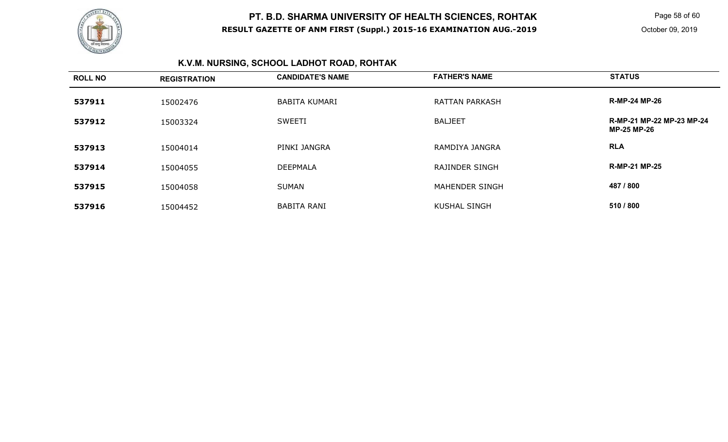# PT. B.D. SHARMA UNIVERSITY OF HEALTH SCIENCES, ROHTAK

**RESULT GAZETTE OF ANM FIRST (Suppl.) 2015-16 EXAMINATION AUG.-2019**

October 09, 2019

## K.V.M. NURSING, SCHOOL LADHOT ROAD, ROHTAK

| ROLL NO | REGISTRATION | CANDIDATE'S NAME | FATHER'S NAME | STATUS |
|---|---|---|---|---|
| **537911** | 15002476 | BABITA KUMARI | RATTAN PARKASH | **R-MP-24 MP-26** |
| **537912** | 15003324 | SWEETI | BALJEET | **R-MP-21 MP-22 MP-23 MP-24 MP-25 MP-26** |
| **537913** | 15004014 | PINKI JANGRA | RAMDIYA JANGRA | **RLA** |
| **537914** | 15004055 | DEEPMALA | RAJINDER SINGH | **R-MP-21 MP-25** |
| **537915** | 15004058 | SUMAN | MAHENDER SINGH | **487 / 800** |
| **537916** | 15004452 | BABITA RANI | KUSHAL SINGH | **510 / 800** |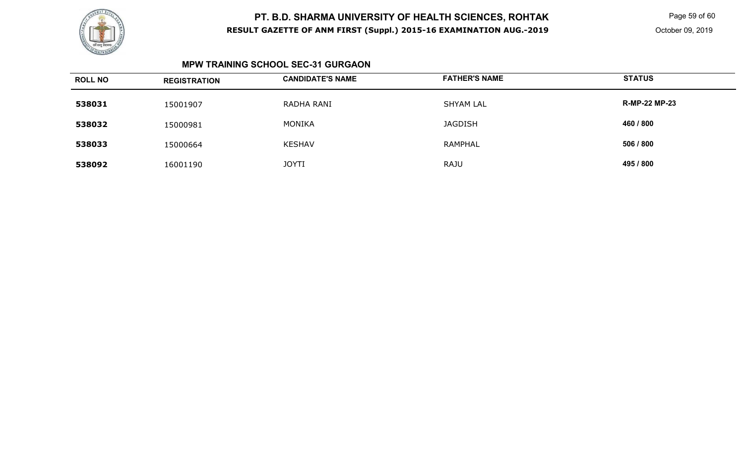## MPW TRAINING SCHOOL SEC-31 GURGAON

| ROLL NO | REGISTRATION | CANDIDATE'S NAME | FATHER'S NAME | STATUS |
|---|---|---|---|---|
| 538031 | 15001907 | RADHA RANI | SHYAM LAL | R-MP-22 MP-23 |
| 538032 | 15000981 | MONIKA | JAGDISH | 460 / 800 |
| 538033 | 15000664 | KESHAV | RAMPHAL | 506 / 800 |
| 538092 | 16001190 | JOYTI | RAJU | 495 / 800 |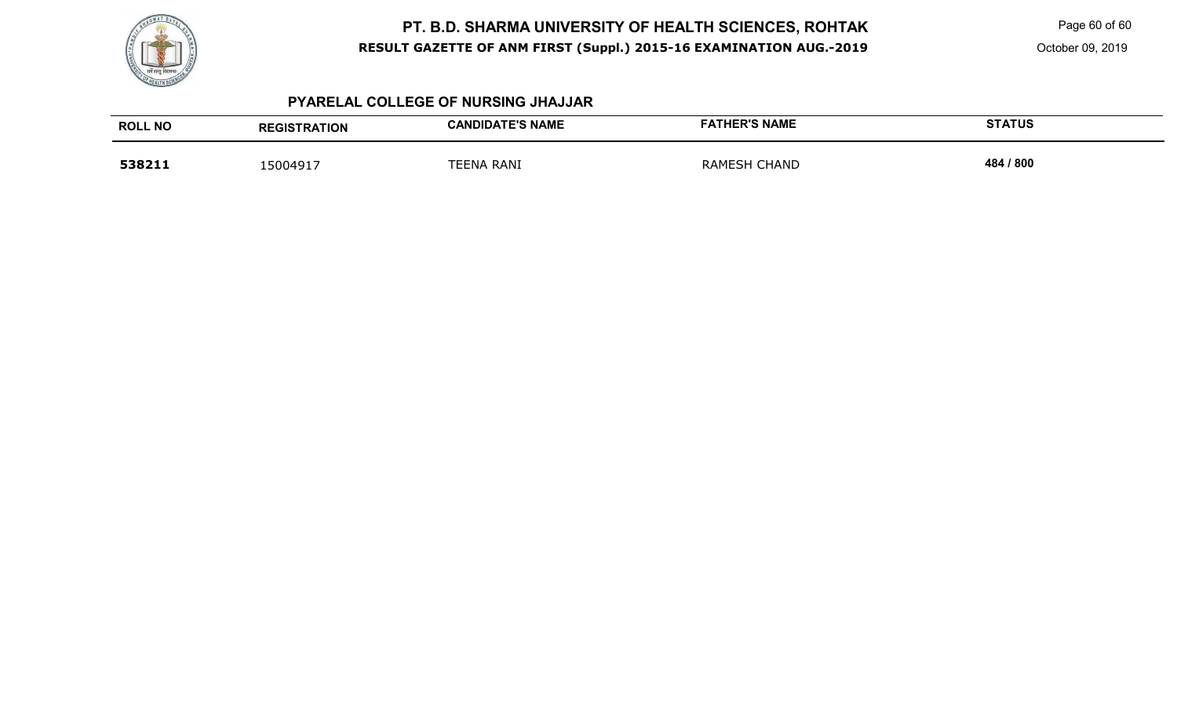## PYARELAL COLLEGE OF NURSING JHAJJAR

| ROLL NO | REGISTRATION | CANDIDATE'S NAME | FATHER'S NAME | STATUS |
|---|---|---|---|---|
| **538211** | 15004917 | TEENA RANI | RAMESH CHAND | **484 / 800** |